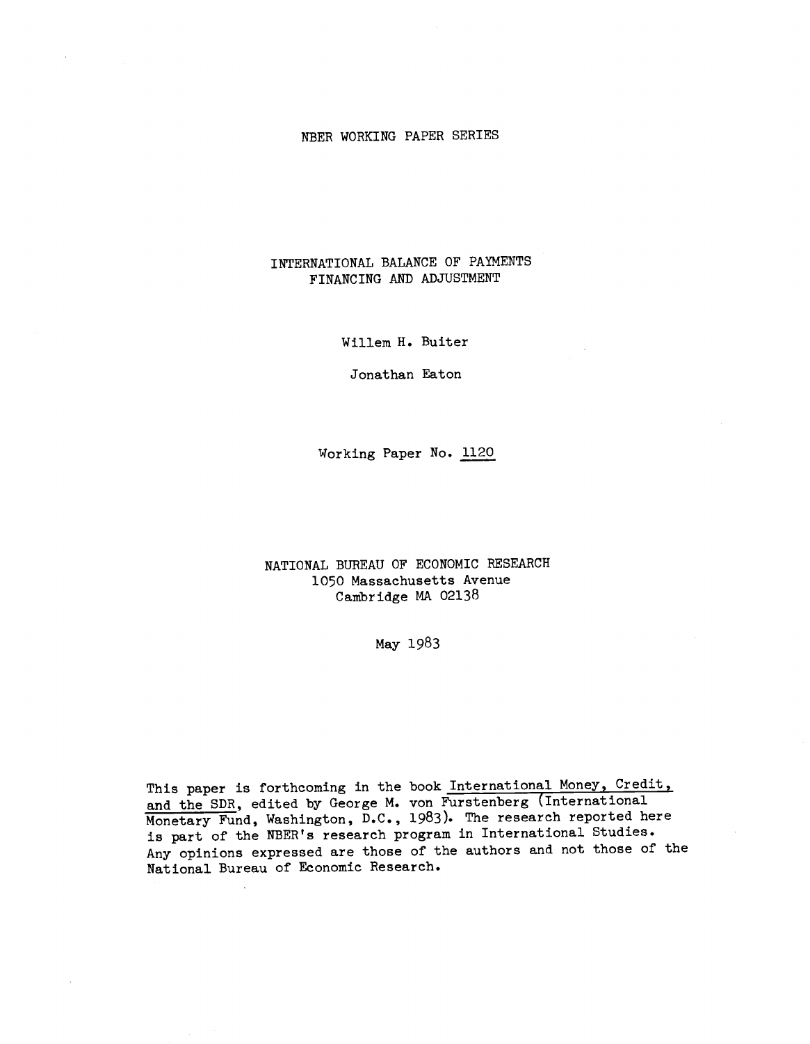NBER WORKING PAPER SERIES

# INTERNATIONAL BALANCE OF PAYMENTS FINANCING AND ADJUSTMENT

Willem H. Buiter

Jonathan Eaton

Working Paper No. 1120

NATIONAL BUREAU OF ECONOMIC RESEARCH
1050 Massachusetts Avenue
Cambridge MA 02138

May 1983

This paper is forthcoming in the book International Money, Credit, and the SDR, edited by George M. von Furstenberg (International Monetary Fund, Washington, D.C., 1983). The research reported here is part of the NBER's research program in International Studies. Any opinions expressed are those of the authors and not those of the National Bureau of Economic Research.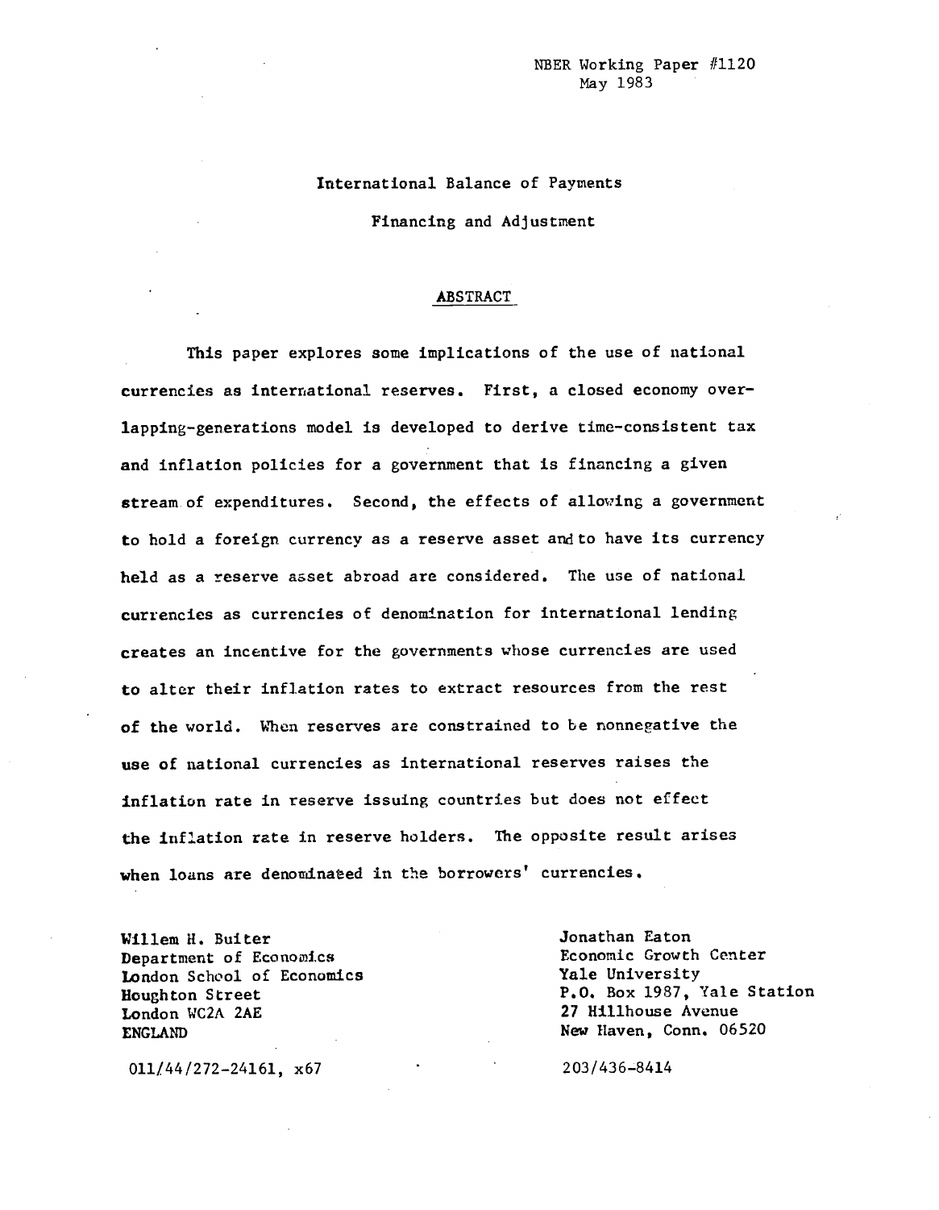NBER Working Paper #1120
May 1983

# International Balance of Payments Financing and Adjustment

## ABSTRACT

This paper explores some implications of the use of national currencies as international reserves. First, a closed economy overlapping-generations model is developed to derive time-consistent tax and inflation policies for a government that is financing a given stream of expenditures. Second, the effects of allowing a government to hold a foreign currency as a reserve asset and to have its currency held as a reserve asset abroad are considered. The use of national currencies as currencies of denomination for international lending creates an incentive for the governments whose currencies are used to alter their inflation rates to extract resources from the rest of the world. When reserves are constrained to be nonnegative the use of national currencies as international reserves raises the inflation rate in reserve issuing countries but does not effect the inflation rate in reserve holders. The opposite result arises when loans are denominated in the borrowers' currencies.

Willem H. Buiter
Department of Economics
London School of Economics
Houghton Street
London WC2A 2AE
ENGLAND

011/44/272-24161, x67

Jonathan Eaton
Economic Growth Center
Yale University
P.O. Box 1987, Yale Station
27 Hillhouse Avenue
New Haven, Conn. 06520

203/436-8414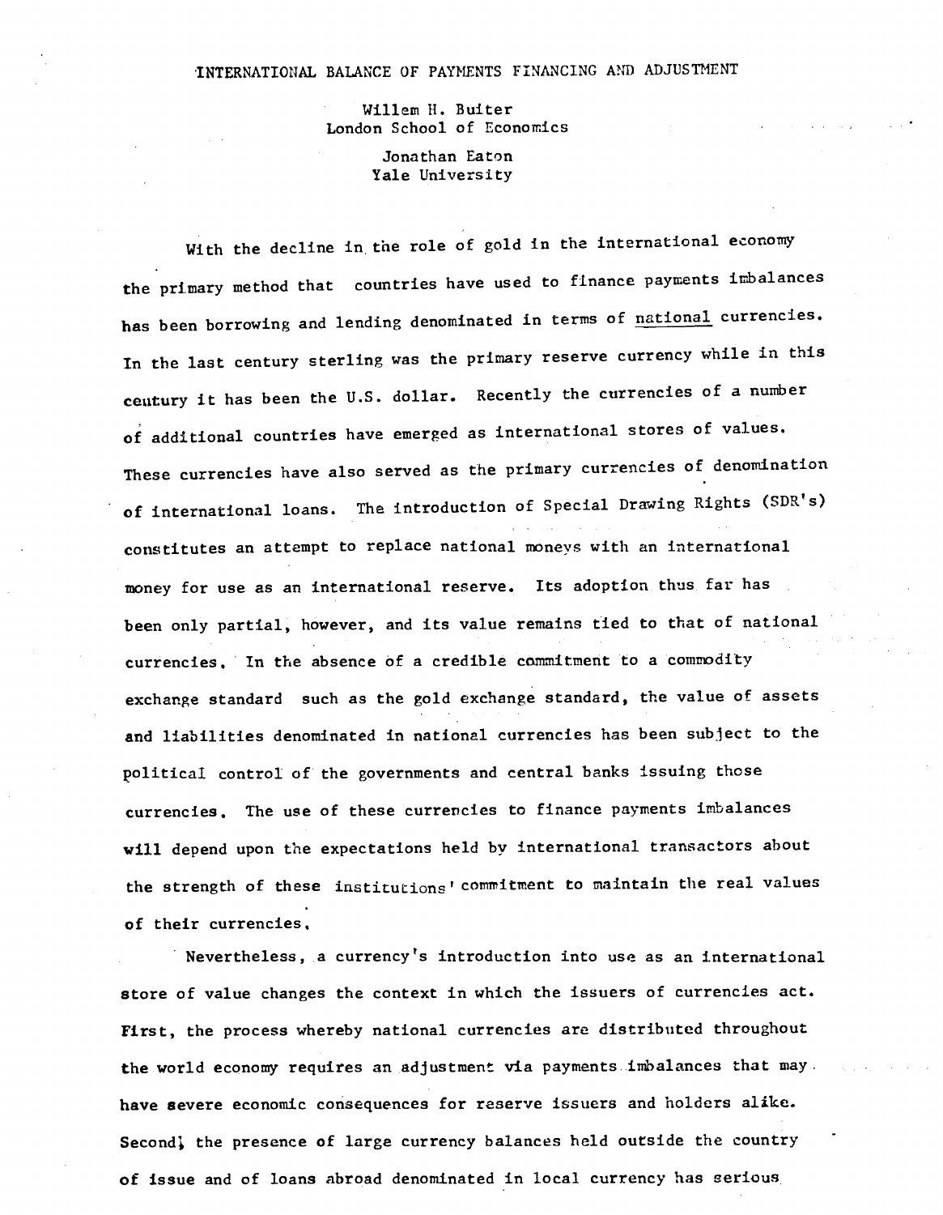# INTERNATIONAL BALANCE OF PAYMENTS FINANCING AND ADJUSTMENT

Willem H. Buiter
London School of Economics

Jonathan Eaton
Yale University

With the decline in the role of gold in the international economy the primary method that countries have used to finance payments imbalances has been borrowing and lending denominated in terms of national currencies. In the last century sterling was the primary reserve currency while in this century it has been the U.S. dollar. Recently the currencies of a number of additional countries have emerged as international stores of values. These currencies have also served as the primary currencies of denomination of international loans. The introduction of Special Drawing Rights (SDR's) constitutes an attempt to replace national moneys with an international money for use as an international reserve. Its adoption thus far has been only partial, however, and its value remains tied to that of national currencies. In the absence of a credible commitment to a commodity exchange standard such as the gold exchange standard, the value of assets and liabilities denominated in national currencies has been subject to the political control of the governments and central banks issuing those currencies. The use of these currencies to finance payments imbalances will depend upon the expectations held by international transactors about the strength of these institutions' commitment to maintain the real values of their currencies.

Nevertheless, a currency's introduction into use as an international store of value changes the context in which the issuers of currencies act. First, the process whereby national currencies are distributed throughout the world economy requires an adjustment via payments imbalances that may have severe economic consequences for reserve issuers and holders alike. Second, the presence of large currency balances held outside the country of issue and of loans abroad denominated in local currency has serious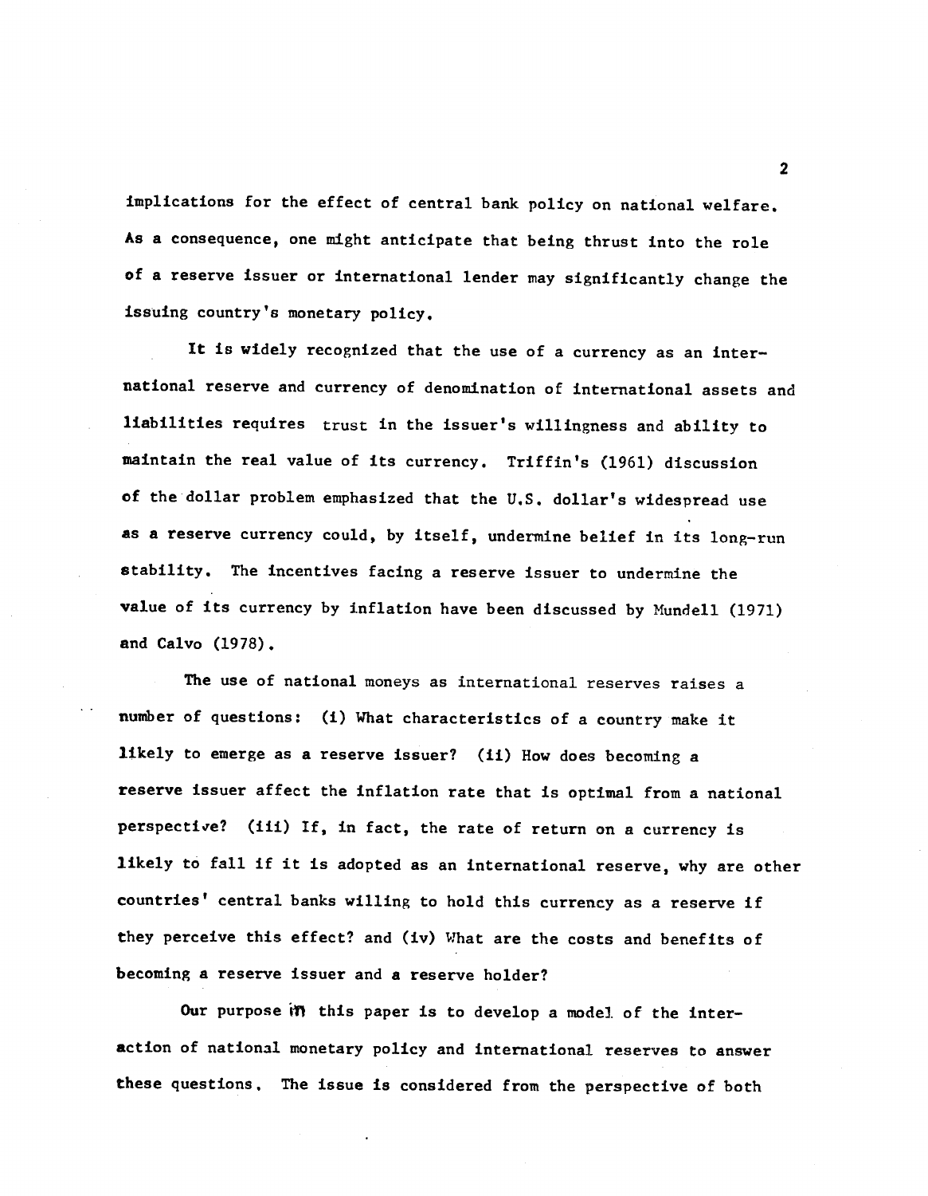implications for the effect of central bank policy on national welfare. As a consequence, one might anticipate that being thrust into the role of a reserve issuer or international lender may significantly change the issuing country's monetary policy.

It is widely recognized that the use of a currency as an international reserve and currency of denomination of international assets and liabilities requires trust in the issuer's willingness and ability to maintain the real value of its currency. Triffin's (1961) discussion of the dollar problem emphasized that the U.S. dollar's widespread use as a reserve currency could, by itself, undermine belief in its long-run stability. The incentives facing a reserve issuer to undermine the value of its currency by inflation have been discussed by Mundell (1971) and Calvo (1978).

The use of national moneys as international reserves raises a number of questions: (i) What characteristics of a country make it likely to emerge as a reserve issuer? (ii) How does becoming a reserve issuer affect the inflation rate that is optimal from a national perspective? (iii) If, in fact, the rate of return on a currency is likely to fall if it is adopted as an international reserve, why are other countries' central banks willing to hold this currency as a reserve if they perceive this effect? and (iv) What are the costs and benefits of becoming a reserve issuer and a reserve holder?

Our purpose in this paper is to develop a model of the interaction of national monetary policy and international reserves to answer these questions. The issue is considered from the perspective of both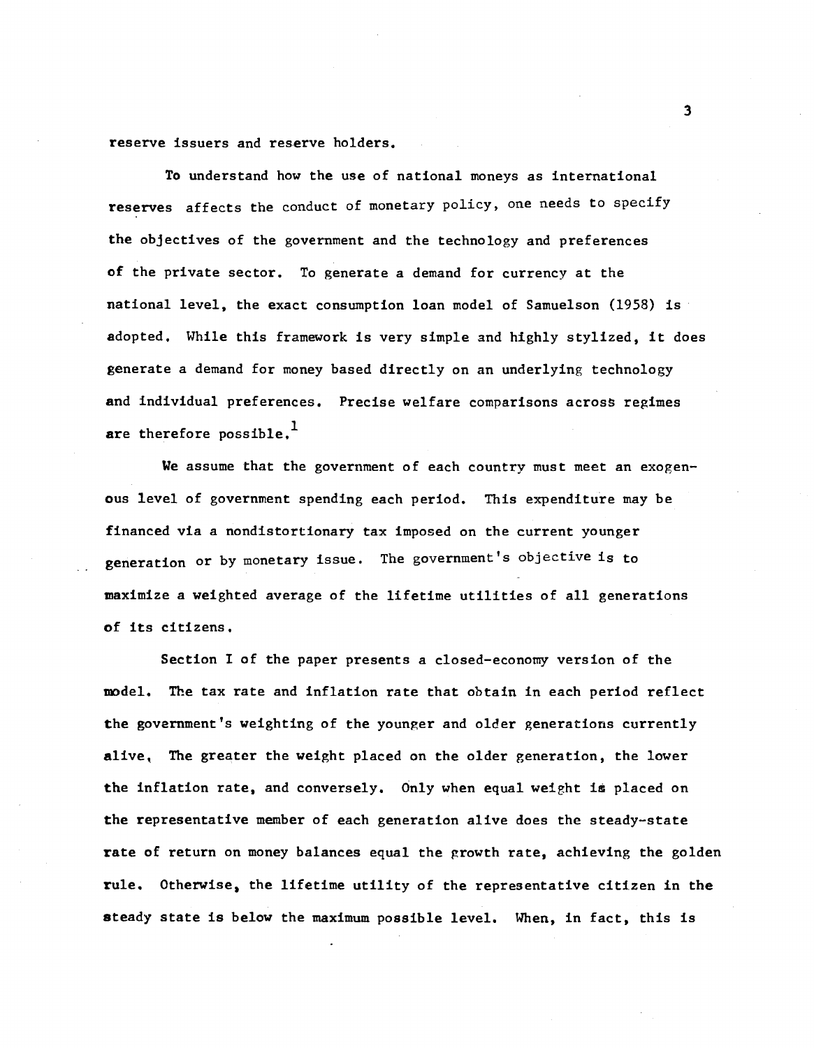reserve issuers and reserve holders.

To understand how the use of national moneys as international reserves affects the conduct of monetary policy, one needs to specify the objectives of the government and the technology and preferences of the private sector. To generate a demand for currency at the national level, the exact consumption loan model of Samuelson (1958) is adopted. While this framework is very simple and highly stylized, it does generate a demand for money based directly on an underlying technology and individual preferences. Precise welfare comparisons across regimes are therefore possible.[1]

We assume that the government of each country must meet an exogenous level of government spending each period. This expenditure may be financed via a nondistortionary tax imposed on the current younger generation or by monetary issue. The government's objective is to maximize a weighted average of the lifetime utilities of all generations of its citizens.

Section I of the paper presents a closed-economy version of the model. The tax rate and inflation rate that obtain in each period reflect the government's weighting of the younger and older generations currently alive. The greater the weight placed on the older generation, the lower the inflation rate, and conversely. Only when equal weight is placed on the representative member of each generation alive does the steady-state rate of return on money balances equal the growth rate, achieving the golden rule. Otherwise, the lifetime utility of the representative citizen in the steady state is below the maximum possible level. When, in fact, this is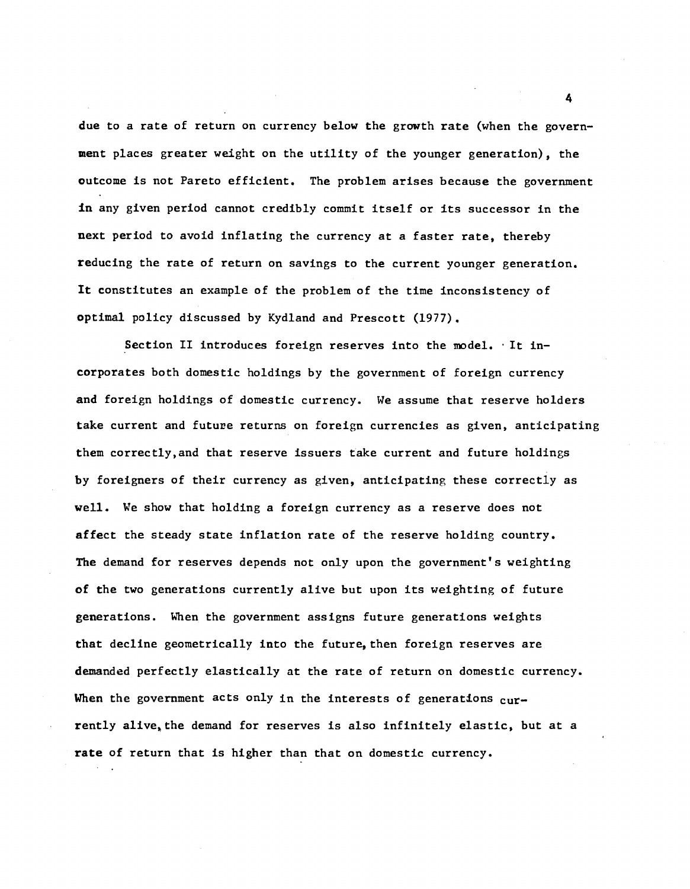due to a rate of return on currency below the growth rate (when the government places greater weight on the utility of the younger generation), the outcome is not Pareto efficient. The problem arises because the government in any given period cannot credibly commit itself or its successor in the next period to avoid inflating the currency at a faster rate, thereby reducing the rate of return on savings to the current younger generation. It constitutes an example of the problem of the time inconsistency of optimal policy discussed by Kydland and Prescott (1977).

Section II introduces foreign reserves into the model. It incorporates both domestic holdings by the government of foreign currency and foreign holdings of domestic currency. We assume that reserve holders take current and future returns on foreign currencies as given, anticipating them correctly, and that reserve issuers take current and future holdings by foreigners of their currency as given, anticipating these correctly as well. We show that holding a foreign currency as a reserve does not affect the steady state inflation rate of the reserve holding country. The demand for reserves depends not only upon the government's weighting of the two generations currently alive but upon its weighting of future generations. When the government assigns future generations weights that decline geometrically into the future, then foreign reserves are demanded perfectly elastically at the rate of return on domestic currency. When the government acts only in the interests of generations currently alive, the demand for reserves is also infinitely elastic, but at a rate of return that is higher than that on domestic currency.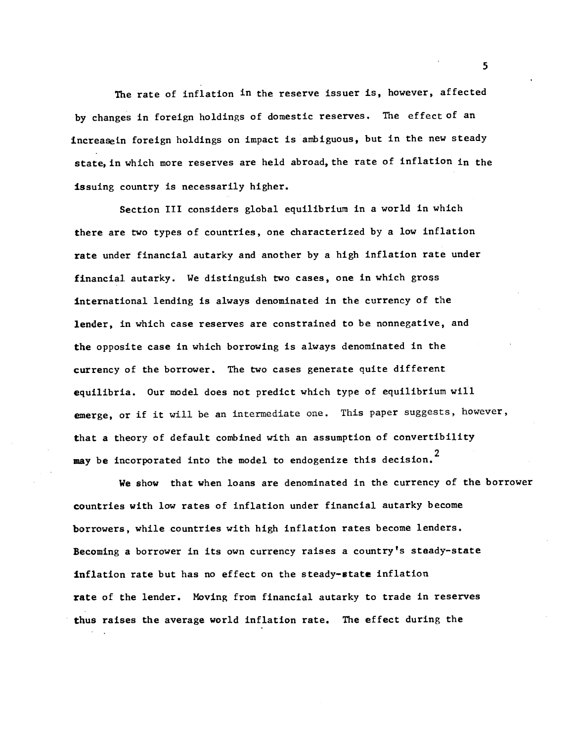The rate of inflation in the reserve issuer is, however, affected by changes in foreign holdings of domestic reserves. The effect of an increase in foreign holdings on impact is ambiguous, but in the new steady state, in which more reserves are held abroad, the rate of inflation in the issuing country is necessarily higher.

Section III considers global equilibrium in a world in which there are two types of countries, one characterized by a low inflation rate under financial autarky and another by a high inflation rate under financial autarky. We distinguish two cases, one in which gross international lending is always denominated in the currency of the lender, in which case reserves are constrained to be nonnegative, and the opposite case in which borrowing is always denominated in the currency of the borrower. The two cases generate quite different equilibria. Our model does not predict which type of equilibrium will emerge, or if it will be an intermediate one. This paper suggests, however, that a theory of default combined with an assumption of convertibility may be incorporated into the model to endogenize this decision.[2]

We show that when loans are denominated in the currency of the borrower countries with low rates of inflation under financial autarky become borrowers, while countries with high inflation rates become lenders. Becoming a borrower in its own currency raises a country's steady-state inflation rate but has no effect on the steady-state inflation rate of the lender. Moving from financial autarky to trade in reserves thus raises the average world inflation rate. The effect during the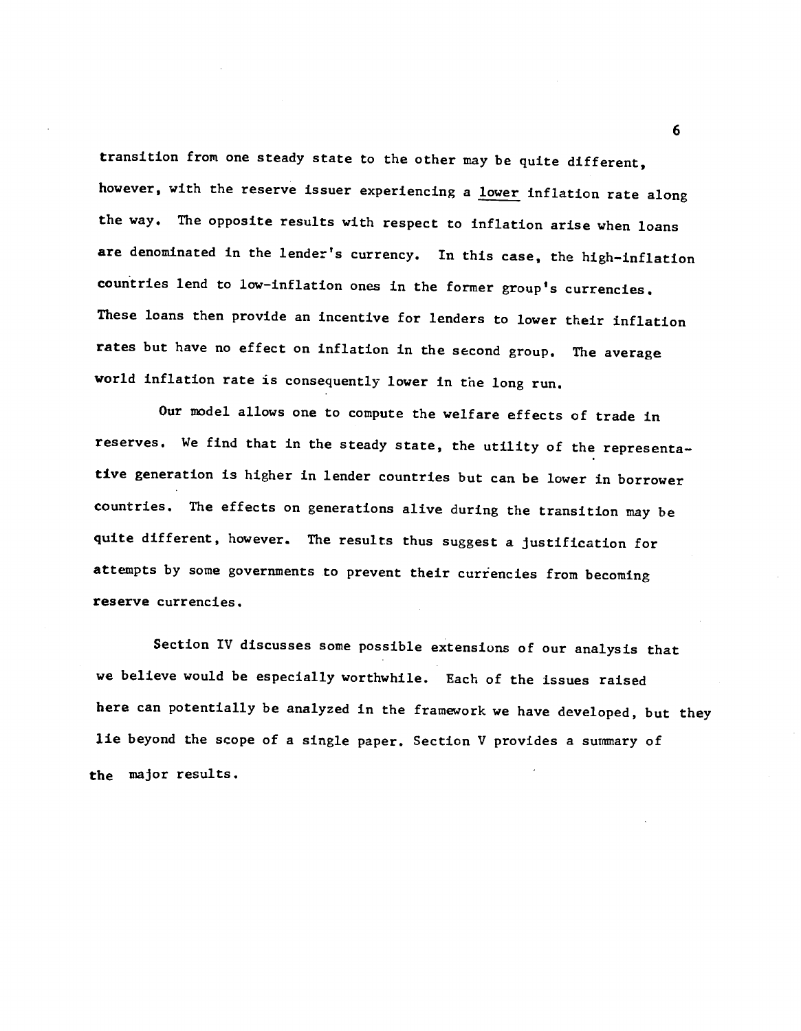transition from one steady state to the other may be quite different, however, with the reserve issuer experiencing a _lower_ inflation rate along the way. The opposite results with respect to inflation arise when loans are denominated in the lender's currency. In this case, the high-inflation countries lend to low-inflation ones in the former group's currencies. These loans then provide an incentive for lenders to lower their inflation rates but have no effect on inflation in the second group. The average world inflation rate is consequently lower in the long run.

Our model allows one to compute the welfare effects of trade in reserves. We find that in the steady state, the utility of the representative generation is higher in lender countries but can be lower in borrower countries. The effects on generations alive during the transition may be quite different, however. The results thus suggest a justification for attempts by some governments to prevent their currencies from becoming reserve currencies.

Section IV discusses some possible extensions of our analysis that we believe would be especially worthwhile. Each of the issues raised here can potentially be analyzed in the framework we have developed, but they lie beyond the scope of a single paper. Section V provides a summary of the major results.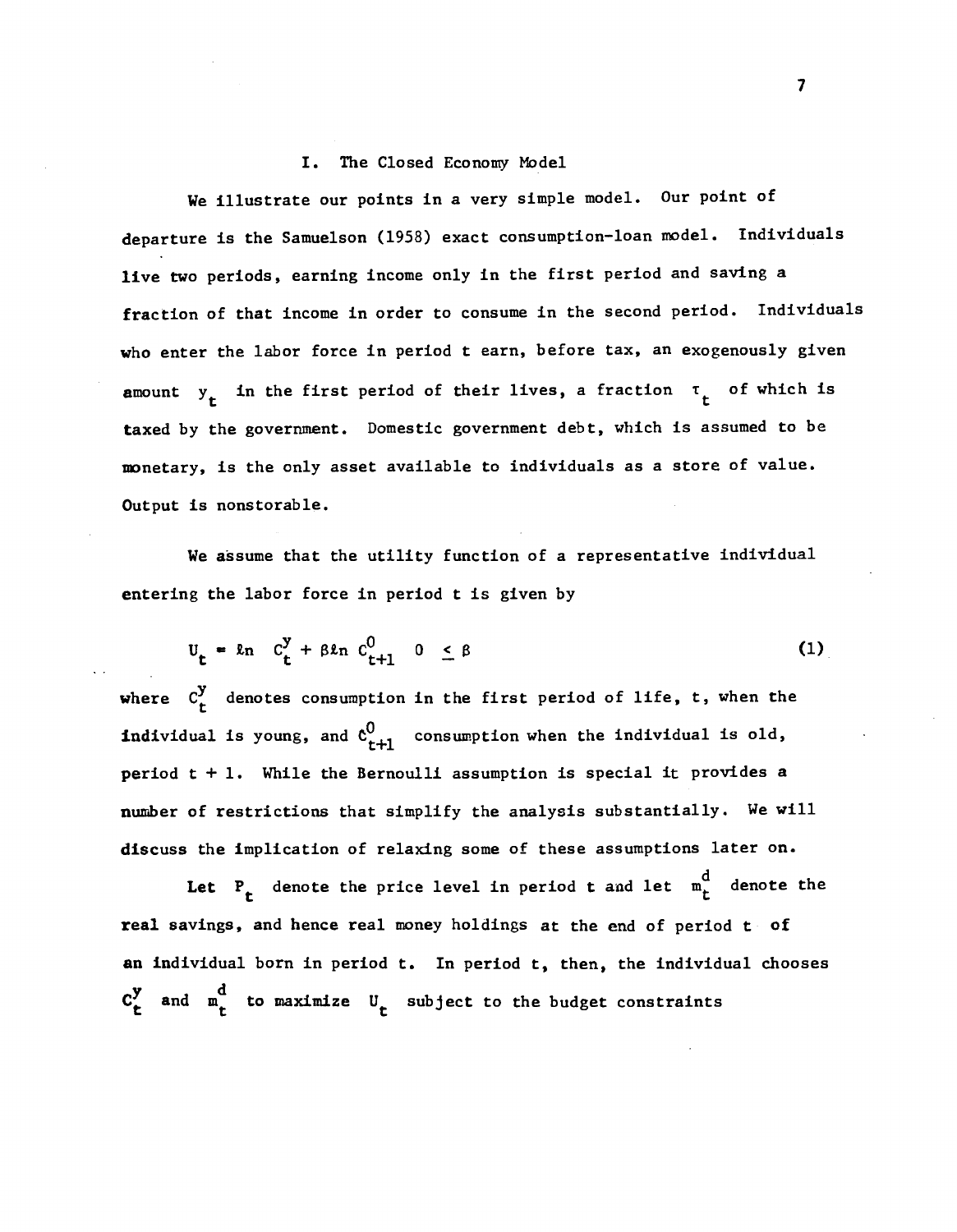## I. The Closed Economy Model

We illustrate our points in a very simple model. Our point of departure is the Samuelson (1958) exact consumption-loan model. Individuals live two periods, earning income only in the first period and saving a fraction of that income in order to consume in the second period. Individuals who enter the labor force in period t earn, before tax, an exogenously given amount $y_t$ in the first period of their lives, a fraction $\tau_t$ of which is taxed by the government. Domestic government debt, which is assumed to be monetary, is the only asset available to individuals as a store of value. Output is nonstorable.

We assume that the utility function of a representative individual entering the labor force in period t is given by

$$U_t = \ell n \ C_t^y + \beta \ell n \ C_{t+1}^0 \quad 0 \leq \beta \tag{1}$$

where $C_t^y$ denotes consumption in the first period of life, t, when the individual is young, and $C_{t+1}^0$ consumption when the individual is old, period t + 1. While the Bernoulli assumption is special it provides a number of restrictions that simplify the analysis substantially. We will discuss the implication of relaxing some of these assumptions later on.

Let $P_t$ denote the price level in period t and let $m_t^d$ denote the real savings, and hence real money holdings at the end of period t of an individual born in period t. In period t, then, the individual chooses $C_t^y$ and $m_t^d$ to maximize $U_t$ subject to the budget constraints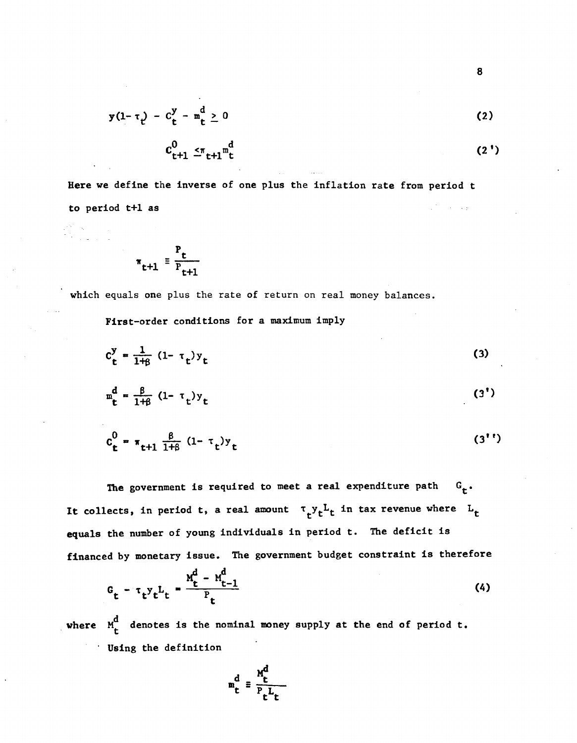$$y(1-\tau_t) - c_t^y - m_t^d \geq 0 \tag{2}$$

$$c_{t+1}^0 \leq \pi_{t+1} m_t^d \tag{2'}$$

Here we define the inverse of one plus the inflation rate from period t to period t+1 as

$$\pi_{t+1} \equiv \frac{P_t}{P_{t+1}}$$

which equals one plus the rate of return on real money balances.

First-order conditions for a maximum imply

$$c_t^y = \frac{1}{1+\beta}(1-\tau_t)y_t \tag{3}$$

$$m_t^d = \frac{\beta}{1+\beta}(1-\tau_t)y_t \tag{3'}$$

$$c_t^0 = \pi_{t+1}\frac{\beta}{1+\beta}(1-\tau_t)y_t \tag{3''}$$

The government is required to meet a real expenditure path $G_t$. It collects, in period t, a real amount $\tau_t y_t L_t$ in tax revenue where $L_t$ equals the number of young individuals in period t. The deficit is financed by monetary issue. The government budget constraint is therefore

$$G_t - \tau_t y_t L_t = \frac{M_t^d - M_{t-1}^d}{P_t} \tag{4}$$

where $M_t^d$ denotes is the nominal money supply at the end of period t.

Using the definition

$$m_t^d \equiv \frac{M_t^d}{P_t L_t}$$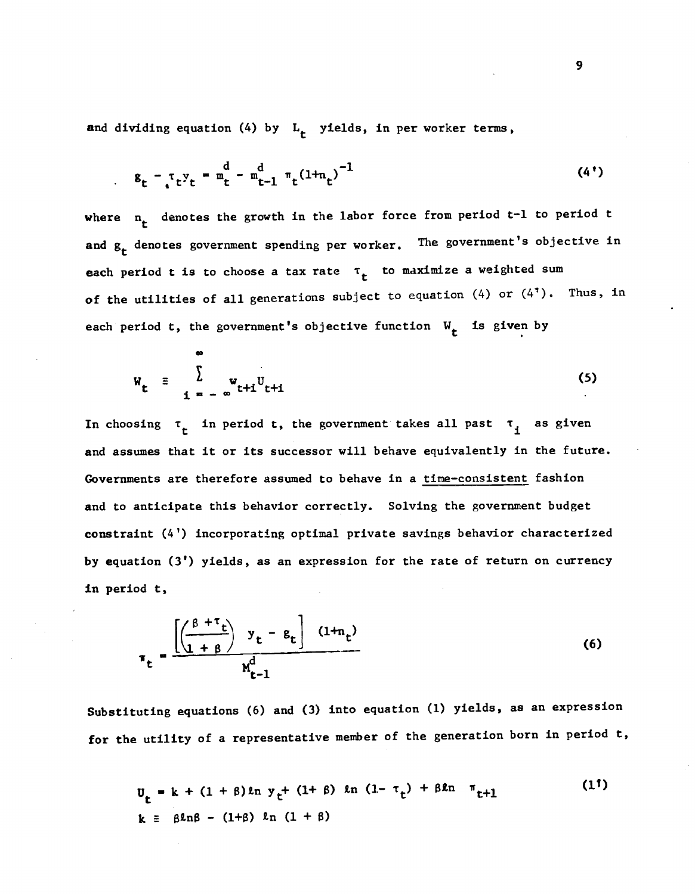and dividing equation (4) by $L_t$ yields, in per worker terms,

$$g_t - \tau_t y_t = m_t^d - m_{t-1}^d \, \pi_t (1+n_t)^{-1} \tag{4'}$$

where $n_t$ denotes the growth in the labor force from period t-1 to period t and $g_t$ denotes government spending per worker. The government's objective in each period t is to choose a tax rate $\tau_t$ to maximize a weighted sum of the utilities of all generations subject to equation (4) or (4'). Thus, in each period t, the government's objective function $W_t$ is given by

$$W_t \equiv \sum_{i=-\infty}^{\infty} w_{t+i} U_{t+i} \tag{5}$$

In choosing $\tau_t$ in period t, the government takes all past $\tau_i$ as given and assumes that it or its successor will behave equivalently in the future. Governments are therefore assumed to behave in a <u>time-consistent</u> fashion and to anticipate this behavior correctly. Solving the government budget constraint (4') incorporating optimal private savings behavior characterized by equation (3') yields, as an expression for the rate of return on currency in period t,

$$\pi_t = \frac{\left[\left(\frac{\beta + \tau_t}{1+\beta}\right) y_t - g_t\right] (1+n_t)}{M_{t-1}^d} \tag{6}$$

Substituting equations (6) and (3) into equation (1) yields, as an expression for the utility of a representative member of the generation born in period t,

$$U_t = k + (1+\beta)\ln y_t + (1+\beta) \ln (1-\tau_t) + \beta \ln \pi_{t+1} \tag{1'}$$

$$k \equiv \beta \ln \beta - (1+\beta) \ln (1+\beta)$$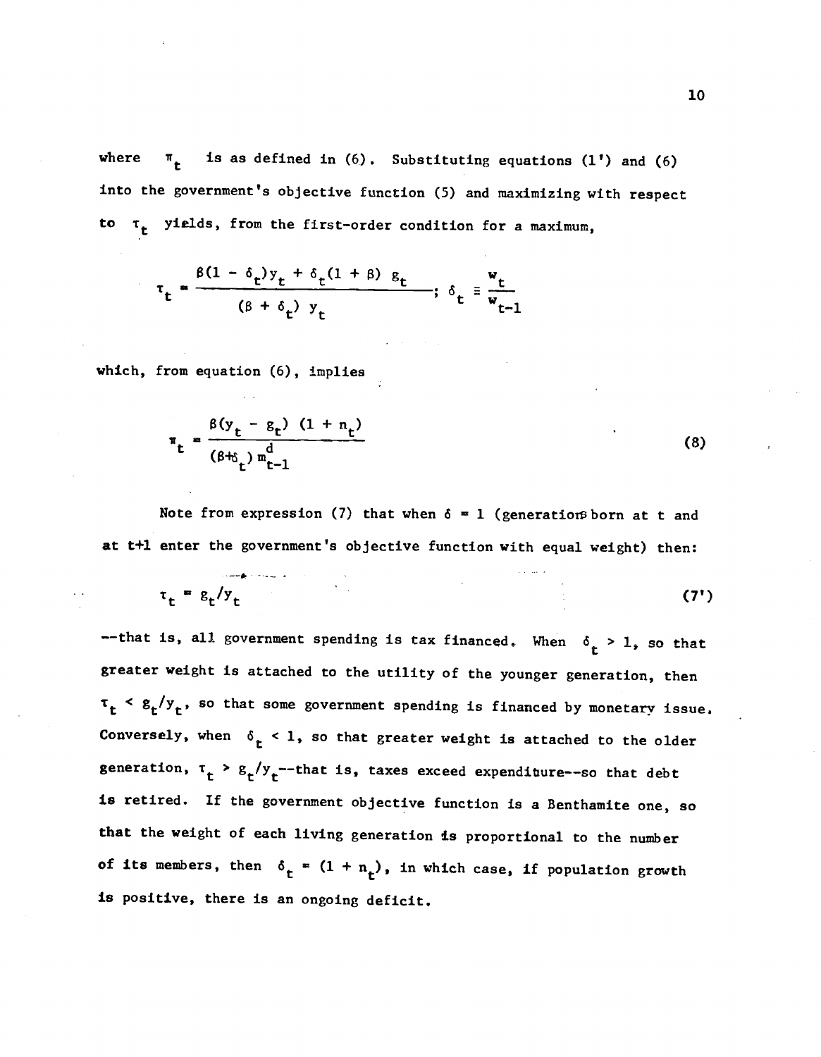where $\pi_t$ is as defined in (6). Substituting equations (1') and (6) into the government's objective function (5) and maximizing with respect to $\tau_t$ yields, from the first-order condition for a maximum,

$$\tau_t = \frac{\beta(1 - \delta_t)y_t + \delta_t(1 + \beta)\ g_t}{(\beta + \delta_t)\ y_t}; \ \delta_t \equiv \frac{w_t}{w_{t-1}}$$

which, from equation (6), implies

$$\pi_t = \frac{\beta(y_t - g_t)\ (1 + n_t)}{(\beta + \delta_t)\ m^d_{t-1}} \tag{8}$$

Note from expression (7) that when $\delta = 1$ (generations born at t and at t+1 enter the government's objective function with equal weight) then:

$$\tau_t = g_t/y_t \tag{7'}$$

--that is, all government spending is tax financed. When $\delta_t > 1$, so that greater weight is attached to the utility of the younger generation, then $\tau_t < g_t/y_t$, so that some government spending is financed by monetary issue. Conversely, when $\delta_t < 1$, so that greater weight is attached to the older generation, $\tau_t > g_t/y_t$--that is, taxes exceed expenditure--so that debt is retired. If the government objective function is a Benthamite one, so that the weight of each living generation is proportional to the number of its members, then $\delta_t = (1 + n_t)$, in which case, if population growth is positive, there is an ongoing deficit.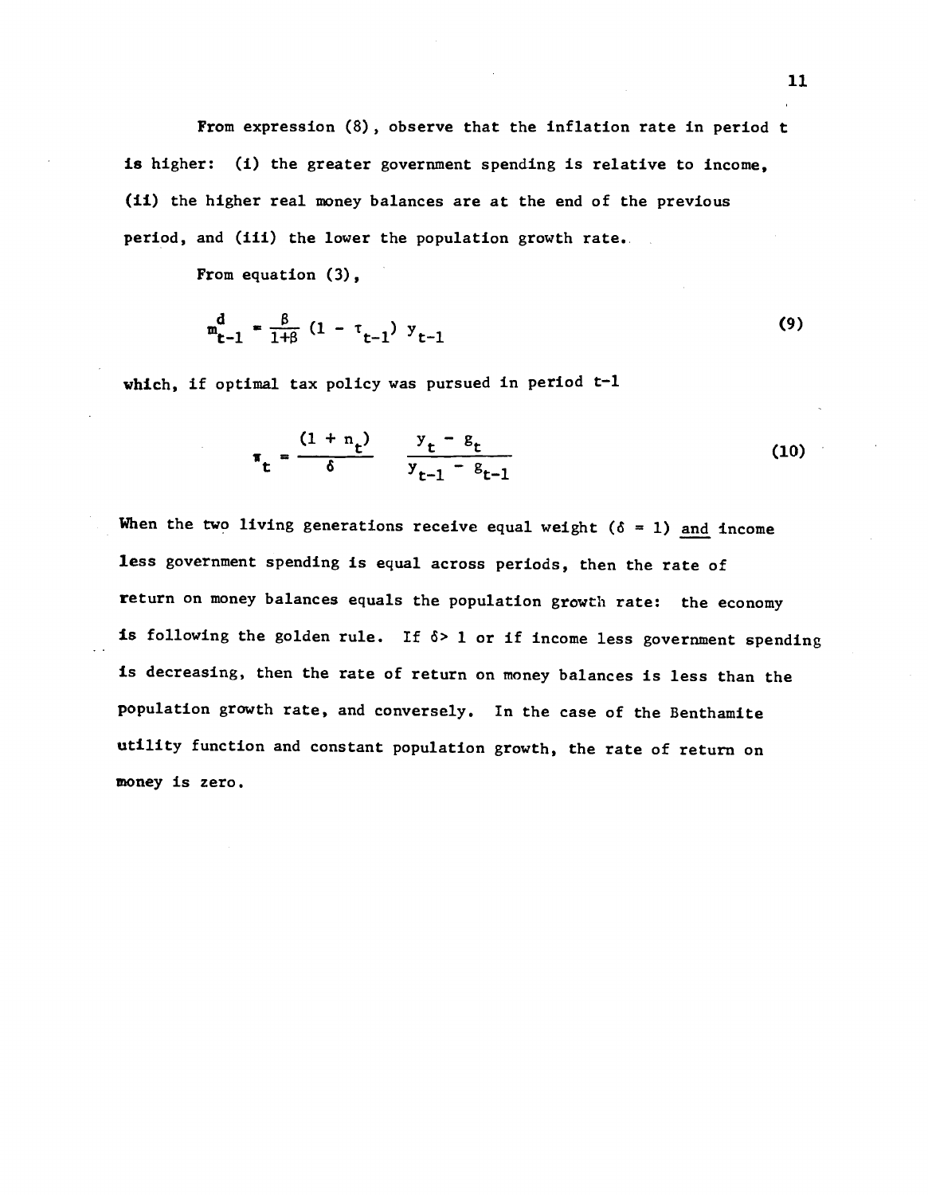From expression (8), observe that the inflation rate in period t is higher: (i) the greater government spending is relative to income, (ii) the higher real money balances are at the end of the previous period, and (iii) the lower the population growth rate.

From equation (3),

$$m^d_{t-1} = \frac{\beta}{1+\beta} (1 - \tau_{t-1}) y_{t-1} \tag{9}$$

which, if optimal tax policy was pursued in period t-1

$$\pi_t = \frac{(1 + n_t)}{\delta} \quad \frac{y_t - g_t}{y_{t-1} - g_{t-1}} \tag{10}$$

When the two living generations receive equal weight ($\delta = 1$) <u>and</u> income less government spending is equal across periods, then the rate of return on money balances equals the population growth rate: the economy is following the golden rule. If $\delta > 1$ or if income less government spending is decreasing, then the rate of return on money balances is less than the population growth rate, and conversely. In the case of the Benthamite utility function and constant population growth, the rate of return on money is zero.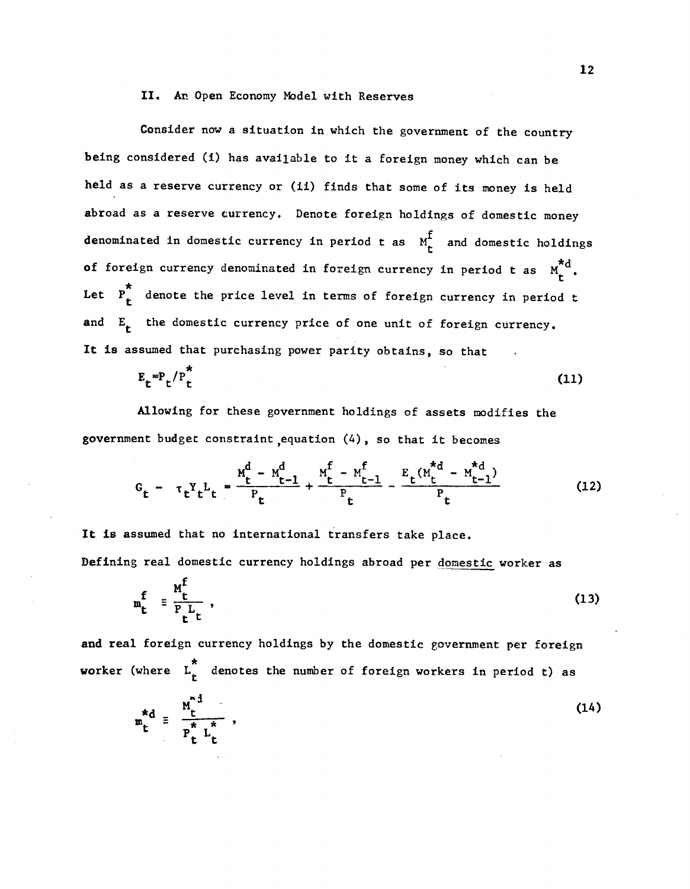## II. An Open Economy Model with Reserves

Consider now a situation in which the government of the country being considered (i) has available to it a foreign money which can be held as a reserve currency or (ii) finds that some of its money is held abroad as a reserve currency. Denote foreign holdings of domestic money denominated in domestic currency in period t as $M_t^f$ and domestic holdings of foreign currency denominated in foreign currency in period t as $M_t^{*d}$. Let $P_t^*$ denote the price level in terms of foreign currency in period t and $E_t$ the domestic currency price of one unit of foreign currency. It is assumed that purchasing power parity obtains, so that

$$E_t = P_t / P_t^* \tag{11}$$

Allowing for these government holdings of assets modifies the government budget constraint, equation (4), so that it becomes

$$G_t - \tau_t Y_t L_t = \frac{M_t^d - M_{t-1}^d}{P_t} + \frac{M_t^f - M_{t-1}^f}{P_t} - \frac{E_t (M_t^{*d} - M_{t-1}^{*d})}{P_t} \tag{12}$$

It is assumed that no international transfers take place.
Defining real domestic currency holdings abroad per domestic worker as

$$m_t^f \equiv \frac{M_t^f}{P_t L_t}, \tag{13}$$

and real foreign currency holdings by the domestic government per foreign worker (where $L_t^*$ denotes the number of foreign workers in period t) as

$$m_t^{*d} \equiv \frac{M_t^{*d}}{P_t^* L_t^*}, \tag{14}$$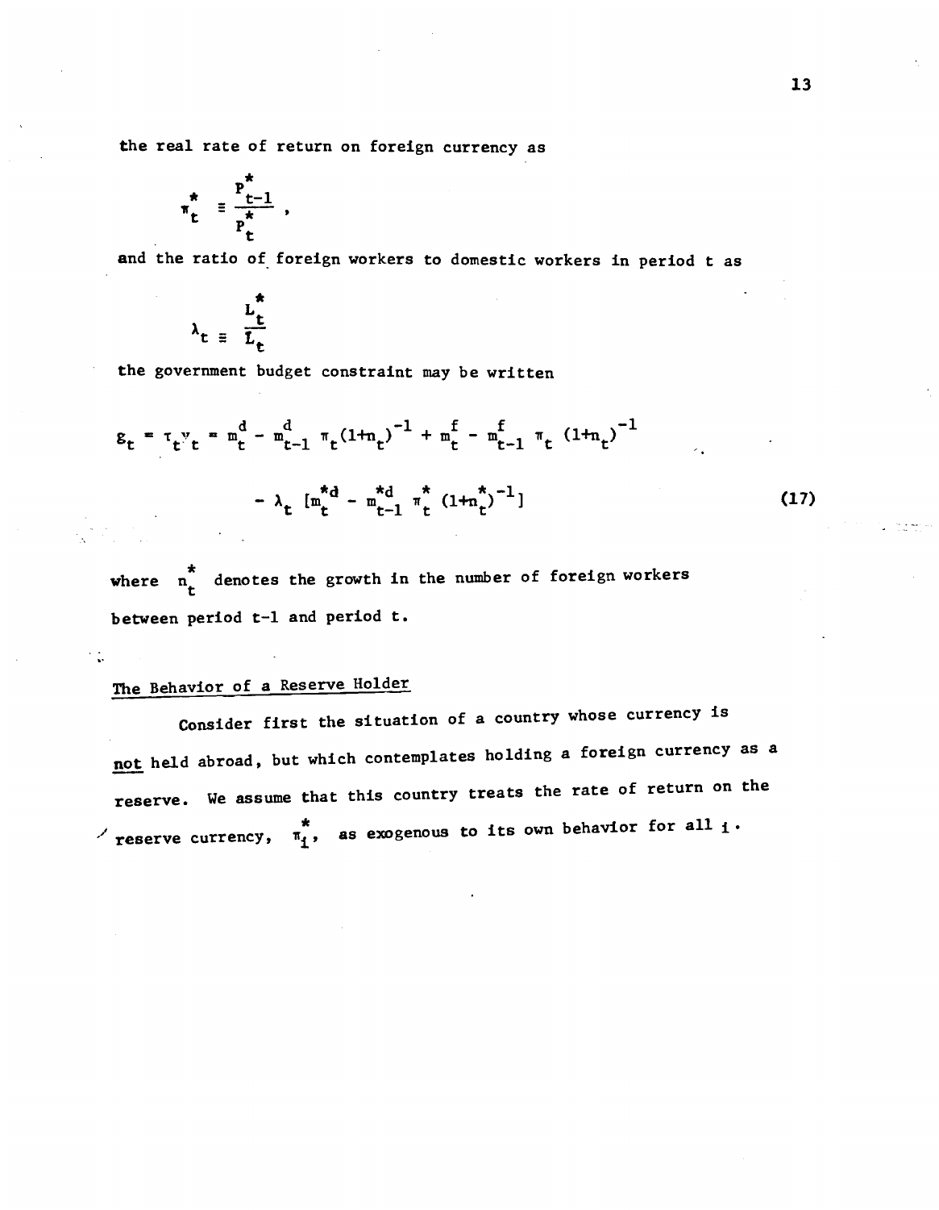the real rate of return on foreign currency as

$$\pi_t^* \equiv \frac{P_{t-1}^*}{P_t^*} ,$$

and the ratio of foreign workers to domestic workers in period t as

$$\lambda_t \equiv \frac{L_t^*}{L_t}$$

the government budget constraint may be written

$$g_t = \tau_t y_t = m_t^d - m_{t-1}^d \pi_t (1+n_t)^{-1} + m_t^f - m_{t-1}^f \pi_t (1+n_t)^{-1}$$

$$- \lambda_t [m_t^{*d} - m_{t-1}^{*d} \pi_t^* (1+n_t^*)^{-1}] \tag{17}$$

where $n_t^*$ denotes the growth in the number of foreign workers between period t-1 and period t.

## The Behavior of a Reserve Holder

Consider first the situation of a country whose currency is not held abroad, but which contemplates holding a foreign currency as a reserve. We assume that this country treats the rate of return on the reserve currency, $\pi_i^*$, as exogenous to its own behavior for all i.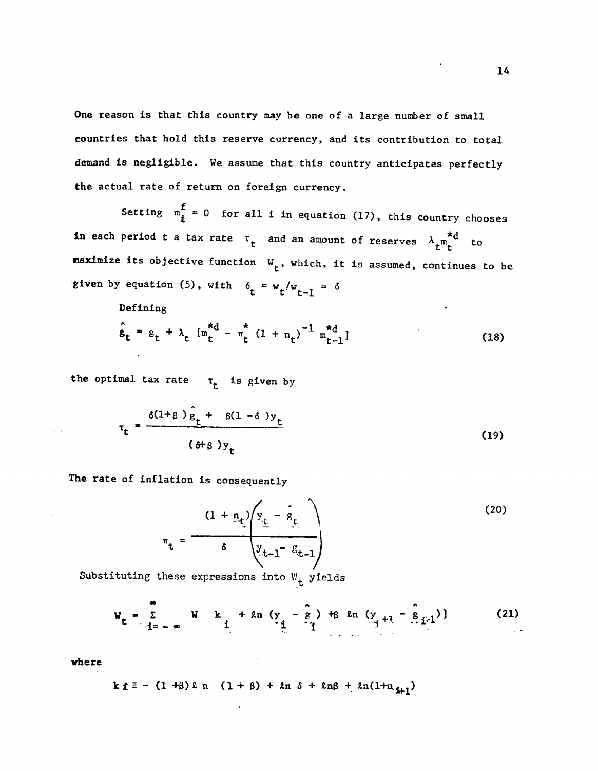One reason is that this country may be one of a large number of small countries that hold this reserve currency, and its contribution to total demand is negligible. We assume that this country anticipates perfectly the actual rate of return on foreign currency.

Setting $m_i^f = 0$ for all i in equation (17), this country chooses in each period t a tax rate $\tau_t$ and an amount of reserves $\lambda_t m_t^{*d}$ to maximize its objective function $W_t$, which, it is assumed, continues to be given by equation (5), with $\delta_t = w_t/w_{t-1} = \delta$

Defining

$$\hat{g}_t = g_t + \lambda_t \left[m_t^{*d} - \pi_t^* (1 + n_t)^{-1} m_{t-1}^{*d}\right] \tag{18}$$

the optimal tax rate $\tau_t$ is given by

$$\tau_t = \frac{\delta(1+\beta)\hat{g}_t + \beta(1-\delta)y_t}{(\delta+\beta)y_t} \tag{19}$$

The rate of inflation is consequently

$$\pi_t = \frac{(1+n_t)}{\delta}\left(\frac{y_t - \hat{g}_t}{y_{t-1} - g_{t-1}}\right) \tag{20}$$

Substituting these expressions into $W_t$ yields

$$W_t = \sum_{i=-\infty}^{\infty} W \left[k_i + \ell n\,(y_i - \hat{g}_i) + \beta\,\ell n\,(y_{i+1} - \hat{g}_{i+1})\right] \tag{21}$$

where

$$k_i \equiv -(1+\beta)\,\ell n\,(1+\beta) + \ell n\,\delta + \ell n\beta + \ell n(1+n_{i+1})$$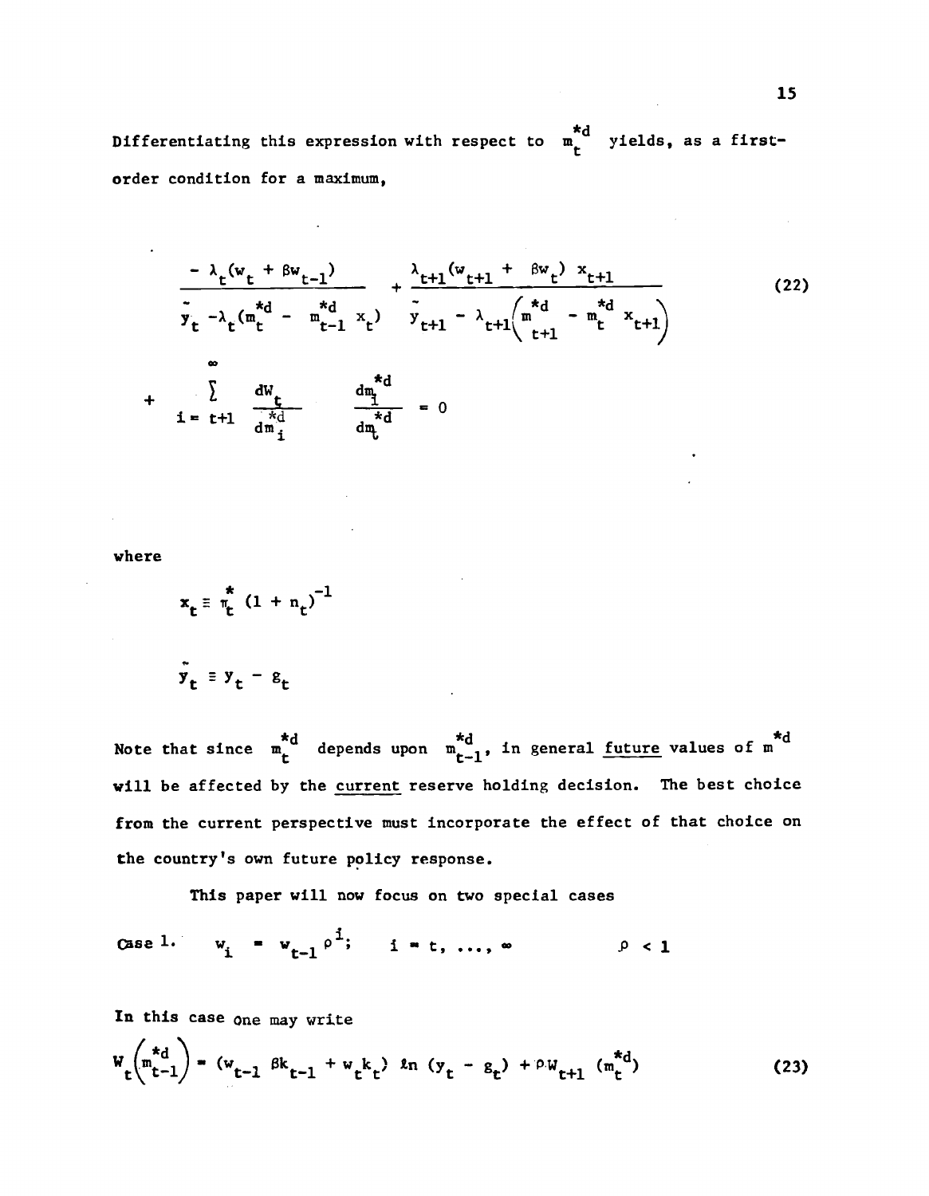Differentiating this expression with respect to $m_t^{*d}$ yields, as a first-order condition for a maximum,

$$\frac{-\lambda_t(w_t + \beta w_{t-1})}{\tilde{y}_t - \lambda_t(m_t^{*d} - m_{t-1}^{*d} x_t)} + \frac{\lambda_{t+1}(w_{t+1} + \beta w_t)\, x_{t+1}}{\tilde{y}_{t+1} - \lambda_{t+1}\left(m_{t+1}^{*d} - m_t^{*d} x_{t+1}\right)} \tag{22}$$

$$+ \sum_{i=t+1}^{\infty} \frac{dW_t}{dm_i^{*d}} \frac{dm_i^{*d}}{dm_t^{*d}} = 0$$

where

$$x_t \equiv \pi_t^* (1 + n_t)^{-1}$$

$$\tilde{y}_t \equiv y_t - g_t$$

Note that since $m_t^{*d}$ depends upon $m_{t-1}^{*d}$, in general <u>future</u> values of $m^{*d}$ will be affected by the <u>current</u> reserve holding decision. The best choice from the current perspective must incorporate the effect of that choice on the country's own future policy response.

This paper will now focus on two special cases

Case 1. $\quad w_i = w_{t-1}\rho^i; \quad i = t, \ldots, \infty \qquad \rho < 1$

In this case one may write

$$W_t\left(m_{t-1}^{*d}\right) = (w_{t-1}\beta k_{t-1} + w_t k_t)\, \ln (y_t - g_t) + \rho W_{t+1}(m_t^{*d}) \tag{23}$$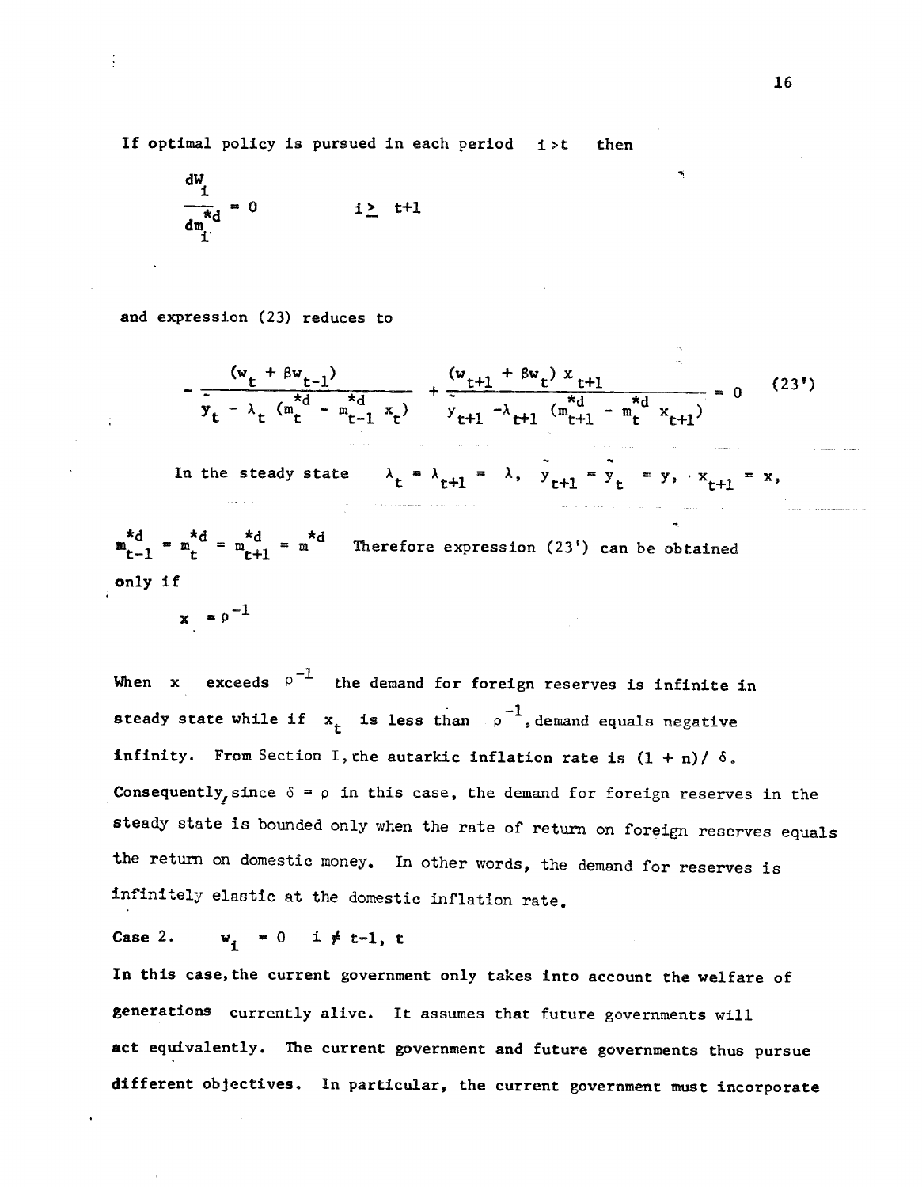If optimal policy is pursued in each period $i > t$ then

$$\frac{dW_i}{dm_i^{*d}} = 0 \qquad i \geq t+1$$

and expression (23) reduces to

$$-\frac{(w_t + \beta w_{t-1})}{\tilde{y}_t - \lambda_t (m_t^{*d} - m_{t-1}^{*d} x_t)} + \frac{(w_{t+1} + \beta w_t) x_{t+1}}{\tilde{y}_{t+1} - \lambda_{t+1} (m_{t+1}^{*d} - m_t^{*d} x_{t+1})} = 0 \tag{23'}$$

In the steady state $\lambda_t = \lambda_{t+1} = \lambda$, $\tilde{y}_{t+1} = \tilde{y}_t = y$, $x_{t+1} = x$, $m_{t-1}^{*d} = m_t^{*d} = m_{t+1}^{*d} = m^{*d}$ Therefore expression (23') can be obtained only if

$$x = \rho^{-1}$$

When $x$ exceeds $\rho^{-1}$ the demand for foreign reserves is infinite in steady state while if $x_t$ is less than $\rho^{-1}$, demand equals negative infinity. From Section I, the autarkic inflation rate is $(1 + n)/\delta$. Consequently, since $\delta = \rho$ in this case, the demand for foreign reserves in the steady state is bounded only when the rate of return on foreign reserves equals the return on domestic money. In other words, the demand for reserves is infinitely elastic at the domestic inflation rate.

Case 2. $\quad w_i = 0 \quad i \neq t-1, t$

In this case, the current government only takes into account the welfare of generations currently alive. It assumes that future governments will act equivalently. The current government and future governments thus pursue different objectives. In particular, the current government must incorporate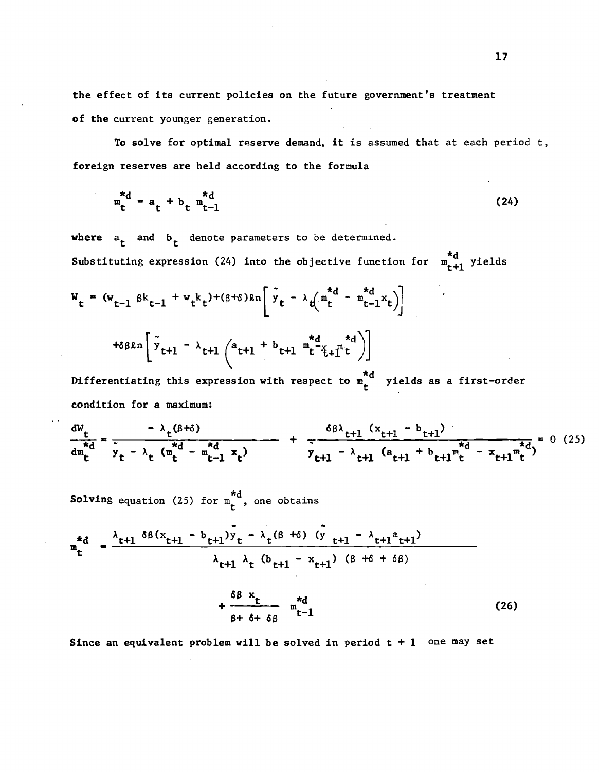the effect of its current policies on the future government's treatment of the current younger generation.

To solve for optimal reserve demand, it is assumed that at each period t, foreign reserves are held according to the formula

$$m_t^{*d} = a_t + b_t \, m_{t-1}^{*d} \tag{24}$$

where $a_t$ and $b_t$ denote parameters to be determined.

Substituting expression (24) into the objective function for $m_{t+1}^{*d}$ yields

$$W_t = (w_{t-1}\,\beta k_{t-1} + w_t k_t) + (\beta+\delta)\ln\left[\tilde{y}_t - \lambda_t\left(m_t^{*d} - m_{t-1}^{*d} x_t\right)\right]$$

$$+\delta\beta\ln\left[\tilde{y}_{t+1} - \lambda_{t+1}\left(a_{t+1} + b_{t+1}\, m_t^{*d} - x_{t+1} m_t^{*d}\right)\right]$$

Differentiating this expression with respect to $m_t^{*d}$ yields as a first-order condition for a maximum:

$$\frac{dW_t}{dm_t^{*d}} = \frac{-\lambda_t(\beta+\delta)}{\tilde{y}_t - \lambda_t\left(m_t^{*d} - m_{t-1}^{*d}\, x_t\right)} + \frac{\delta\beta\lambda_{t+1}\left(x_{t+1} - b_{t+1}\right)}{\tilde{y}_{t+1} - \lambda_{t+1}\left(a_{t+1} + b_{t+1} m_t^{*d} - x_{t+1} m_t^{*d}\right)} = 0 \tag{25}$$

Solving equation (25) for $m_t^{*d}$, one obtains

$$m_t^{*d} = \frac{\lambda_{t+1}\,\delta\beta(x_{t+1} - b_{t+1})\tilde{y}_t - \lambda_t(\beta+\delta)\left(\tilde{y}_{t+1} - \lambda_{t+1} a_{t+1}\right)}{\lambda_{t+1}\,\lambda_t\,(b_{t+1} - x_{t+1})\,(\beta+\delta+\delta\beta)}$$

$$+ \frac{\delta\beta\, x_t}{\beta+\delta+\delta\beta}\, m_{t-1}^{*d} \tag{26}$$

Since an equivalent problem will be solved in period t + 1 one may set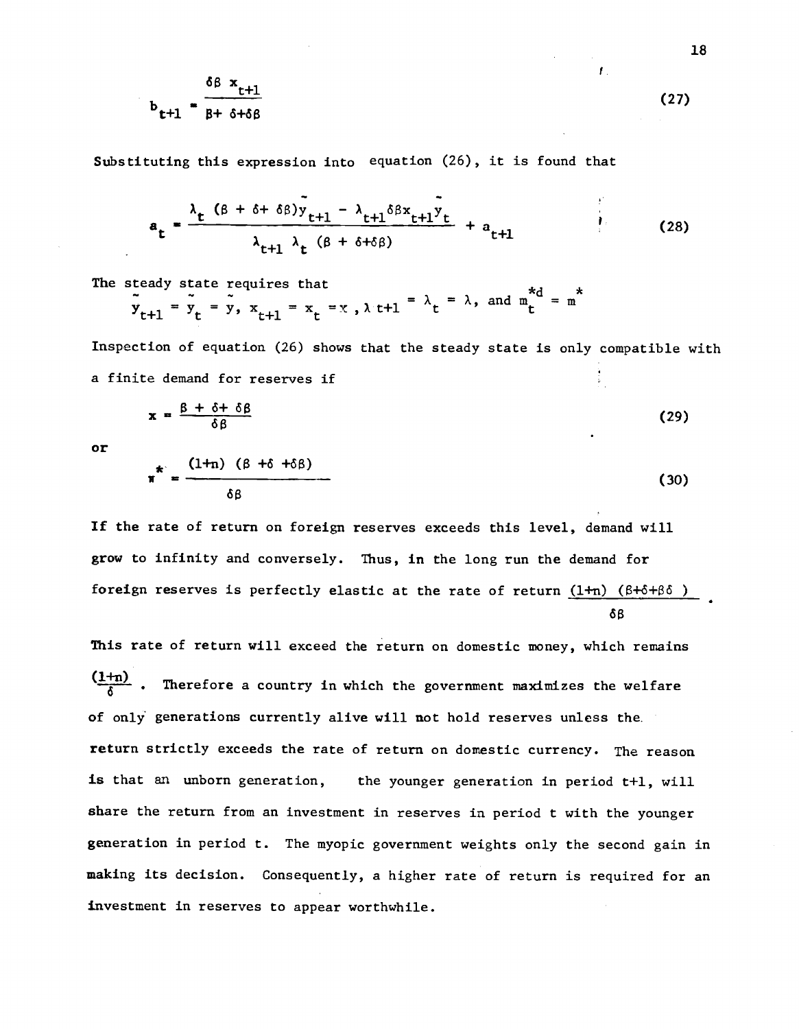$$b_{t+1} = \frac{\delta\beta\, x_{t+1}}{\beta + \delta + \delta\beta} \tag{27}$$

Substituting this expression into equation (26), it is found that

$$a_t = \frac{\lambda_t\,(\beta + \delta + \delta\beta)\tilde{y}_{t+1} - \lambda_{t+1}\delta\beta x_{t+1}\tilde{y}_t}{\lambda_{t+1}\,\lambda_t\,(\beta + \delta + \delta\beta)} + a_{t+1} \tag{28}$$

The steady state requires that

$\tilde{y}_{t+1} = \tilde{y}_t = \tilde{y}$, $x_{t+1} = x_t = x$, $\lambda_{t+1} = \lambda_t = \lambda$, and $m_t^{*d} = m^*$

Inspection of equation (26) shows that the steady state is only compatible with a finite demand for reserves if

$$x = \frac{\beta + \delta + \delta\beta}{\delta\beta} \tag{29}$$

or

$$\pi^* = \frac{(1+n)\,(\beta + \delta + \delta\beta)}{\delta\beta} \tag{30}$$

If the rate of return on foreign reserves exceeds this level, demand will grow to infinity and conversely. Thus, in the long run the demand for foreign reserves is perfectly elastic at the rate of return $\frac{(1+n)\,(\beta+\delta+\beta\delta)}{\delta\beta}$.

This rate of return will exceed the return on domestic money, which remains $\frac{(1+n)}{\delta}$. Therefore a country in which the government maximizes the welfare of only generations currently alive will not hold reserves unless the return strictly exceeds the rate of return on domestic currency. The reason is that an unborn generation, the younger generation in period t+1, will share the return from an investment in reserves in period t with the younger generation in period t. The myopic government weights only the second gain in making its decision. Consequently, a higher rate of return is required for an investment in reserves to appear worthwhile.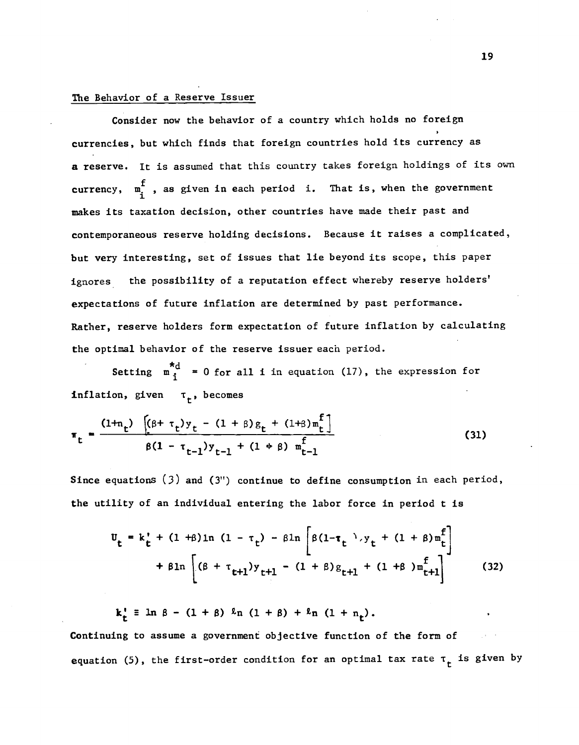### The Behavior of a Reserve Issuer

Consider now the behavior of a country which holds no foreign currencies, but which finds that foreign countries hold its currency as a reserve. It is assumed that this country takes foreign holdings of its own currency, $m_i^f$, as given in each period $i$. That is, when the government makes its taxation decision, other countries have made their past and contemporaneous reserve holding decisions. Because it raises a complicated, but very interesting, set of issues that lie beyond its scope, this paper ignores the possibility of a reputation effect whereby reserve holders' expectations of future inflation are determined by past performance. Rather, reserve holders form expectation of future inflation by calculating the optimal behavior of the reserve issuer each period.

Setting $m_i^{*d} = 0$ for all $i$ in equation (17), the expression for inflation, given $\tau_t$, becomes

$$\pi_t = \frac{(1+n_t)\left[(\beta + \tau_t)y_t - (1+\beta)g_t + (1+\beta)m_t^f\right]}{\beta(1-\tau_{t-1})y_{t-1} + (1+\beta)\,m_{t-1}^f} \tag{31}$$

Since equations (3) and (3") continue to define consumption in each period, the utility of an individual entering the labor force in period t is

$$U_t = k_t' + (1+\beta)\ln(1-\tau_t) - \beta\ln\left[\beta(1-\tau_t)y_t + (1+\beta)m_t^f\right]$$
$$+ \beta\ln\left[(\beta + \tau_{t+1})y_{t+1} - (1+\beta)g_{t+1} + (1+\beta)m_{t+1}^f\right] \tag{32}$$

$$k_t' \equiv \ln\beta - (1+\beta)\,\ln(1+\beta) + \ln(1+n_t).$$

Continuing to assume a government objective function of the form of equation (5), the first-order condition for an optimal tax rate $\tau_t$ is given by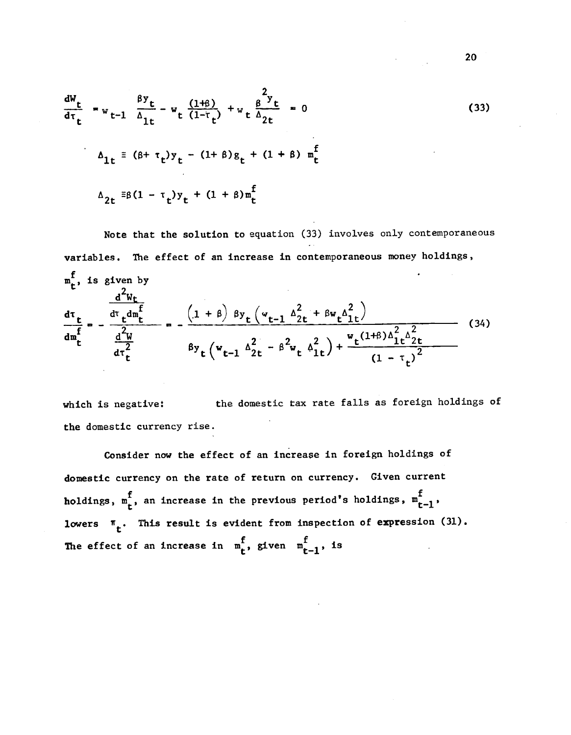$$\frac{dW_t}{d\tau_t} = w_{t-1}\,\frac{\beta y_t}{\Delta_{1t}} - w_t\,\frac{(1+\beta)}{(1-\tau_t)} + w_t\,\frac{\beta^2 y_t}{\Delta_{2t}} = 0 \tag{33}$$

$$\Delta_{1t} \equiv (\beta + \tau_t)y_t - (1+\beta)g_t + (1+\beta)\, m_t^f$$

$$\Delta_{2t} \equiv \beta(1-\tau_t)y_t + (1+\beta)m_t^f$$

Note that the solution to equation (33) involves only contemporaneous variables. The effect of an increase in contemporaneous money holdings, $m_t^f$, is given by

$$\frac{d\tau_t}{dm_t^f} = -\frac{\dfrac{d^2W_t}{d\tau_t dm_t^f}}{\dfrac{d^2W}{d\tau_t^2}} = -\frac{\left(1+\beta\right)\beta y_t\left(w_{t-1}\Delta_{2t}^2 + \beta w_t \Delta_{1t}^2\right)}{\beta y_t\left(w_{t-1}\Delta_{2t}^2 - \beta^2 w_t \Delta_{1t}^2\right) + \dfrac{w_t(1+\beta)\Delta_{1t}^2\Delta_{2t}^2}{(1-\tau_t)^2}} \tag{34}$$

which is negative: the domestic tax rate falls as foreign holdings of the domestic currency rise.

Consider now the effect of an increase in foreign holdings of domestic currency on the rate of return on currency. Given current holdings, $m_t^f$, an increase in the previous period's holdings, $m_{t-1}^f$, lowers $\pi_t$. This result is evident from inspection of expression (31). The effect of an increase in $m_t^f$, given $m_{t-1}^f$, is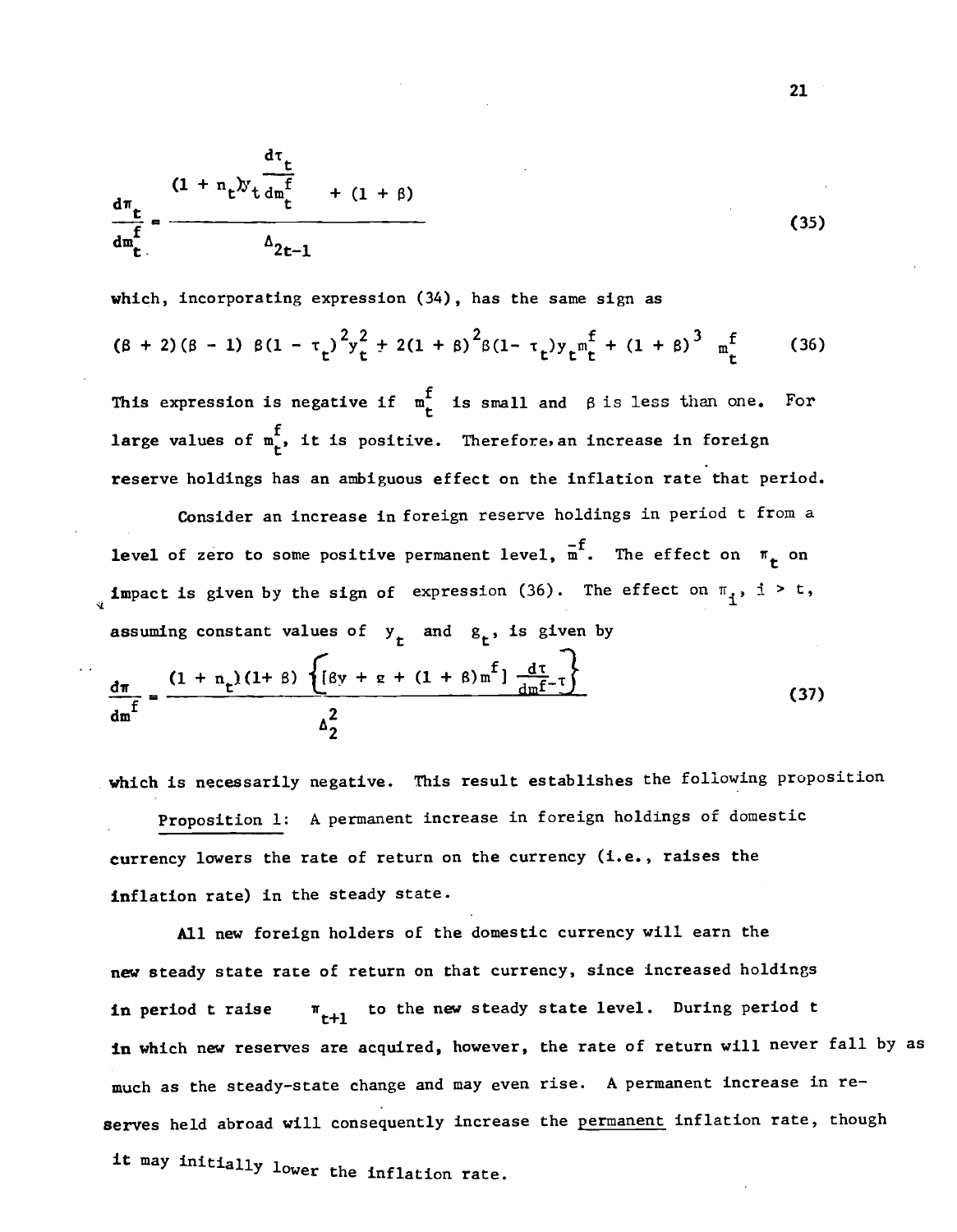$$\frac{d\pi_t}{dm_t^f} = \frac{(1 + n_t)y_t \frac{d\tau_t}{dm_t^f} + (1 + \beta)}{\Delta_{2t-1}} \tag{35}$$

which, incorporating expression (34), has the same sign as

$$(\beta + 2)(\beta - 1)\ \beta(1 - \tau_t)^2 y_t^2 + 2(1 + \beta)^2 \beta(1 - \tau_t) y_t m_t^f + (1 + \beta)^3\ m_t^f \tag{36}$$

This expression is negative if $m_t^f$ is small and $\beta$ is less than one. For large values of $m_t^f$, it is positive. Therefore, an increase in foreign reserve holdings has an ambiguous effect on the inflation rate that period.

Consider an increase in foreign reserve holdings in period t from a level of zero to some positive permanent level, $\bar{m}^f$. The effect on $\pi_t$ on impact is given by the sign of expression (36). The effect on $\pi_i$, $i > t$, assuming constant values of $y_t$ and $g_t$, is given by

$$\frac{d\pi}{dm^f} = \frac{(1 + n_t)(1 + \beta)\left\{[\beta y + g + (1 + \beta)m^f]\frac{d\tau}{dm^f} - \tau\right\}}{\Delta_2^2} \tag{37}$$

which is necessarily negative. This result establishes the following proposition

Proposition 1: A permanent increase in foreign holdings of domestic currency lowers the rate of return on the currency (i.e., raises the inflation rate) in the steady state.

All new foreign holders of the domestic currency will earn the new steady state rate of return on that currency, since increased holdings in period t raise $\pi_{t+1}$ to the new steady state level. During period t in which new reserves are acquired, however, the rate of return will never fall by as much as the steady-state change and may even rise. A permanent increase in reserves held abroad will consequently increase the permanent inflation rate, though it may initially lower the inflation rate.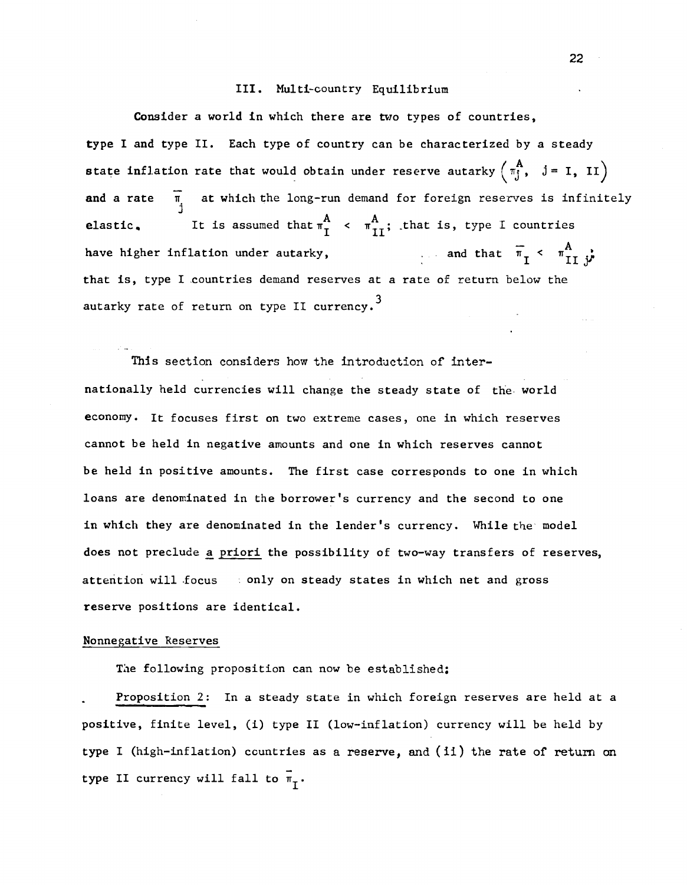## III. Multi-country Equilibrium

Consider a world in which there are two types of countries, type I and type II. Each type of country can be characterized by a steady state inflation rate that would obtain under reserve autarky $\left(\pi_j^A,\ j = \text{I, II}\right)$ and a rate $\bar{\pi}_j$ at which the long-run demand for foreign reserves is infinitely elastic. It is assumed that $\pi_{\text{I}}^A < \pi_{\text{II}}^A$; that is, type I countries have higher inflation under autarky, and that $\bar{\pi}_{\text{I}} < \pi_{\text{II}}^A$; that is, type I countries demand reserves at a rate of return below the autarky rate of return on type II currency.[3]

This section considers how the introduction of internationally held currencies will change the steady state of the world economy. It focuses first on two extreme cases, one in which reserves cannot be held in negative amounts and one in which reserves cannot be held in positive amounts. The first case corresponds to one in which loans are denominated in the borrower's currency and the second to one in which they are denominated in the lender's currency. While the model does not preclude *a priori* the possibility of two-way transfers of reserves, attention will focus only on steady states in which net and gross reserve positions are identical.

### Nonnegative Reserves

The following proposition can now be established:

Proposition 2: In a steady state in which foreign reserves are held at a positive, finite level, (i) type II (low-inflation) currency will be held by type I (high-inflation) countries as a reserve, and (ii) the rate of return on type II currency will fall to $\bar{\pi}_{\text{I}}$.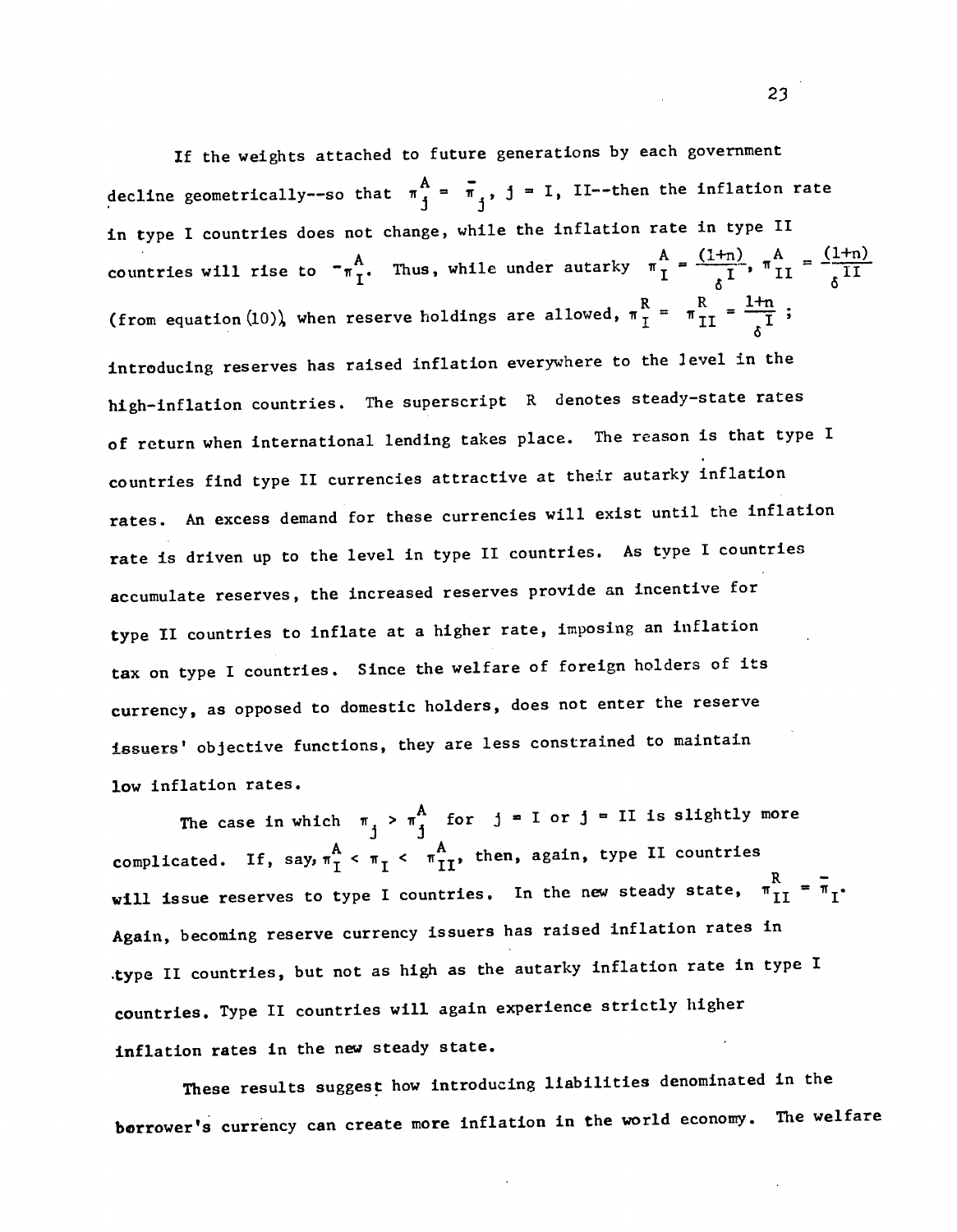If the weights attached to future generations by each government decline geometrically--so that $\pi_j^A = \bar{\pi}_j$, $j$ = I, II--then the inflation rate in type I countries does not change, while the inflation rate in type II countries will rise to $\bar{\pi}_I^A$. Thus, while under autarky $\pi_I^A = \frac{(1+n)}{\delta^I}$, $\pi_{II}^A = \frac{(1+n)}{\delta^{II}}$ (from equation (10)), when reserve holdings are allowed, $\pi_I^R = \pi_{II}^R = \frac{1+n}{\delta^I}$; introducing reserves has raised inflation everywhere to the level in the high-inflation countries. The superscript R denotes steady-state rates of return when international lending takes place. The reason is that type I countries find type II currencies attractive at their autarky inflation rates. An excess demand for these currencies will exist until the inflation rate is driven up to the level in type II countries. As type I countries accumulate reserves, the increased reserves provide an incentive for type II countries to inflate at a higher rate, imposing an inflation tax on type I countries. Since the welfare of foreign holders of its currency, as opposed to domestic holders, does not enter the reserve issuers' objective functions, they are less constrained to maintain low inflation rates.

The case in which $\pi_j > \pi_j^A$ for $j$ = I or $j$ = II is slightly more complicated. If, say, $\pi_I^A < \pi_I < \pi_{II}^A$, then, again, type II countries will issue reserves to type I countries. In the new steady state, $\pi_{II}^R = \bar{\pi}_I$. Again, becoming reserve currency issuers has raised inflation rates in type II countries, but not as high as the autarky inflation rate in type I countries. Type II countries will again experience strictly higher inflation rates in the new steady state.

These results suggest how introducing liabilities denominated in the borrower's currency can create more inflation in the world economy. The welfare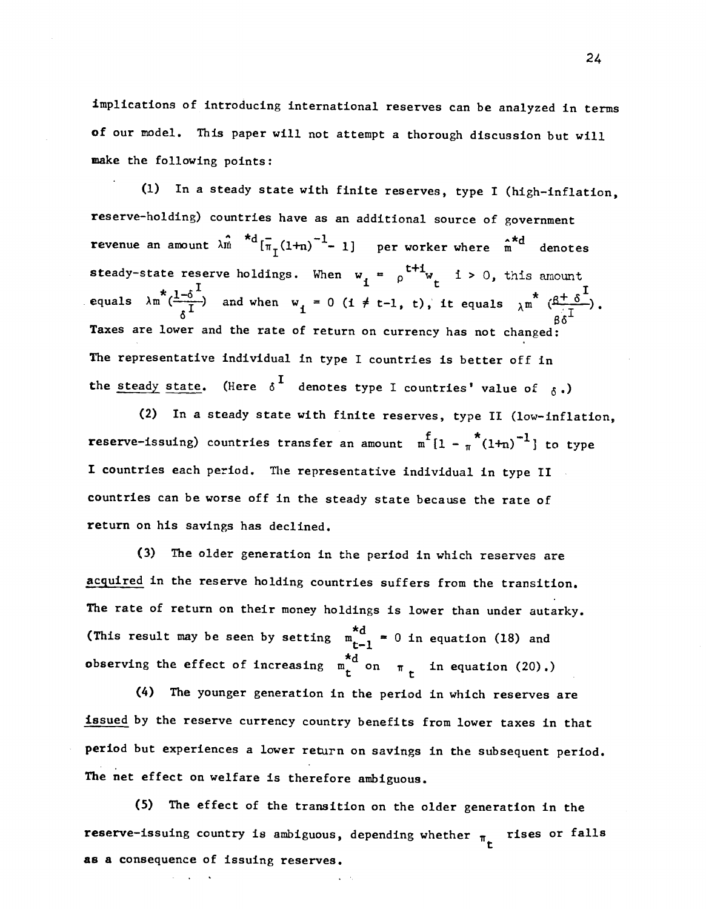implications of introducing international reserves can be analyzed in terms of our model. This paper will not attempt a thorough discussion but will make the following points:

(1) In a steady state with finite reserves, type I (high-inflation, reserve-holding) countries have as an additional source of government revenue an amount $\lambda\hat{m}^{*d}[\bar{\pi}_I(1+n)^{-1} - 1]$ per worker where $\hat{m}^{*d}$ denotes steady-state reserve holdings. When $w_i = \rho^{t+i} w_t$ $i > 0$, this amount equals $\lambda m^* (\frac{1-\delta^I}{\delta^I})$ and when $w_i = 0$ $(i \neq t-1, t)$, it equals $\lambda m^* (\frac{\beta + \delta^I}{\beta \delta^I})$. Taxes are lower and the rate of return on currency has not changed: The representative individual in type I countries is better off in the steady state. (Here $\delta^I$ denotes type I countries' value of $\delta$.)

(2) In a steady state with finite reserves, type II (low-inflation, reserve-issuing) countries transfer an amount $m^f[1 - \pi^*(1+n)^{-1}]$ to type I countries each period. The representative individual in type II countries can be worse off in the steady state because the rate of return on his savings has declined.

(3) The older generation in the period in which reserves are acquired in the reserve holding countries suffers from the transition. The rate of return on their money holdings is lower than under autarky. (This result may be seen by setting $m^{*d}_{t-1} = 0$ in equation (18) and observing the effect of increasing $m^{*d}_t$ on $\pi_t$ in equation (20).)

(4) The younger generation in the period in which reserves are issued by the reserve currency country benefits from lower taxes in that period but experiences a lower return on savings in the subsequent period. The net effect on welfare is therefore ambiguous.

(5) The effect of the transition on the older generation in the reserve-issuing country is ambiguous, depending whether $\pi_t$ rises or falls as a consequence of issuing reserves.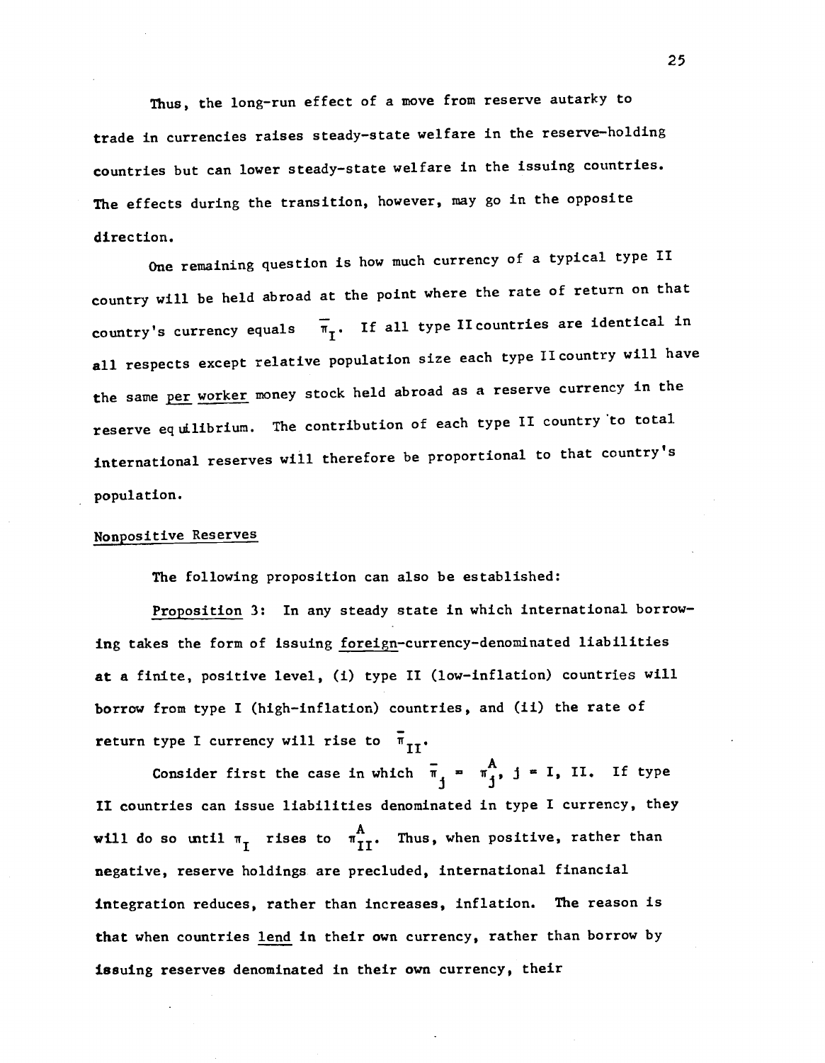Thus, the long-run effect of a move from reserve autarky to trade in currencies raises steady-state welfare in the reserve-holding countries but can lower steady-state welfare in the issuing countries. The effects during the transition, however, may go in the opposite direction.

One remaining question is how much currency of a typical type II country will be held abroad at the point where the rate of return on that country's currency equals $\bar{\pi}_I$. If all type II countries are identical in all respects except relative population size each type II country will have the same per worker money stock held abroad as a reserve currency in the reserve equilibrium. The contribution of each type II country to total international reserves will therefore be proportional to that country's population.

## Nonpositive Reserves

The following proposition can also be established:

Proposition 3: In any steady state in which international borrowing takes the form of issuing foreign-currency-denominated liabilities at a finite, positive level, (i) type II (low-inflation) countries will borrow from type I (high-inflation) countries, and (ii) the rate of return type I currency will rise to $\bar{\pi}_{II}$.

Consider first the case in which $\bar{\pi}_j = \pi_j^A$, $j = I, II$. If type II countries can issue liabilities denominated in type I currency, they will do so until $\pi_I$ rises to $\pi_{II}^A$. Thus, when positive, rather than negative, reserve holdings are precluded, international financial integration reduces, rather than increases, inflation. The reason is that when countries lend in their own currency, rather than borrow by issuing reserves denominated in their own currency, their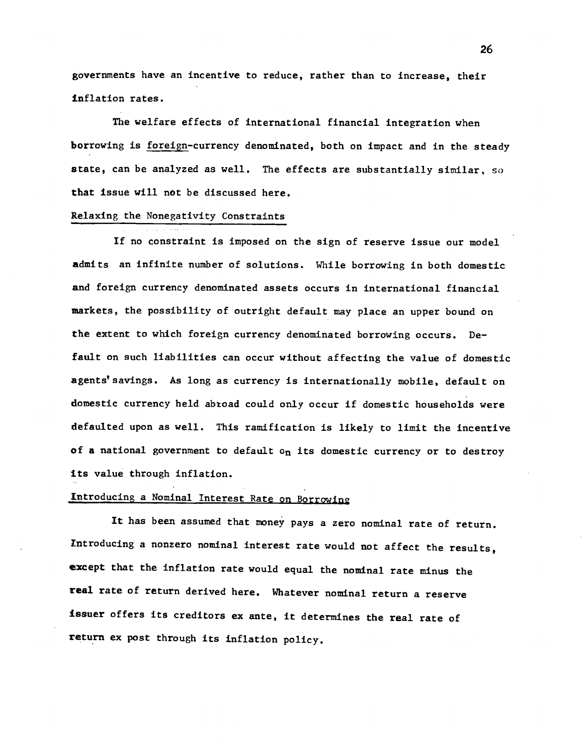governments have an incentive to reduce, rather than to increase, their inflation rates.

The welfare effects of international financial integration when borrowing is foreign-currency denominated, both on impact and in the steady state, can be analyzed as well. The effects are substantially similar, so that issue will not be discussed here.

## Relaxing the Nonegativity Constraints

If no constraint is imposed on the sign of reserve issue our model admits an infinite number of solutions. While borrowing in both domestic and foreign currency denominated assets occurs in international financial markets, the possibility of outright default may place an upper bound on the extent to which foreign currency denominated borrowing occurs. Default on such liabilities can occur without affecting the value of domestic agents' savings. As long as currency is internationally mobile, default on domestic currency held abroad could only occur if domestic households were defaulted upon as well. This ramification is likely to limit the incentive of a national government to default on its domestic currency or to destroy its value through inflation.

## Introducing a Nominal Interest Rate on Borrowing

It has been assumed that money pays a zero nominal rate of return. Introducing a nonzero nominal interest rate would not affect the results, except that the inflation rate would equal the nominal rate minus the real rate of return derived here. Whatever nominal return a reserve issuer offers its creditors ex ante, it determines the real rate of return ex post through its inflation policy.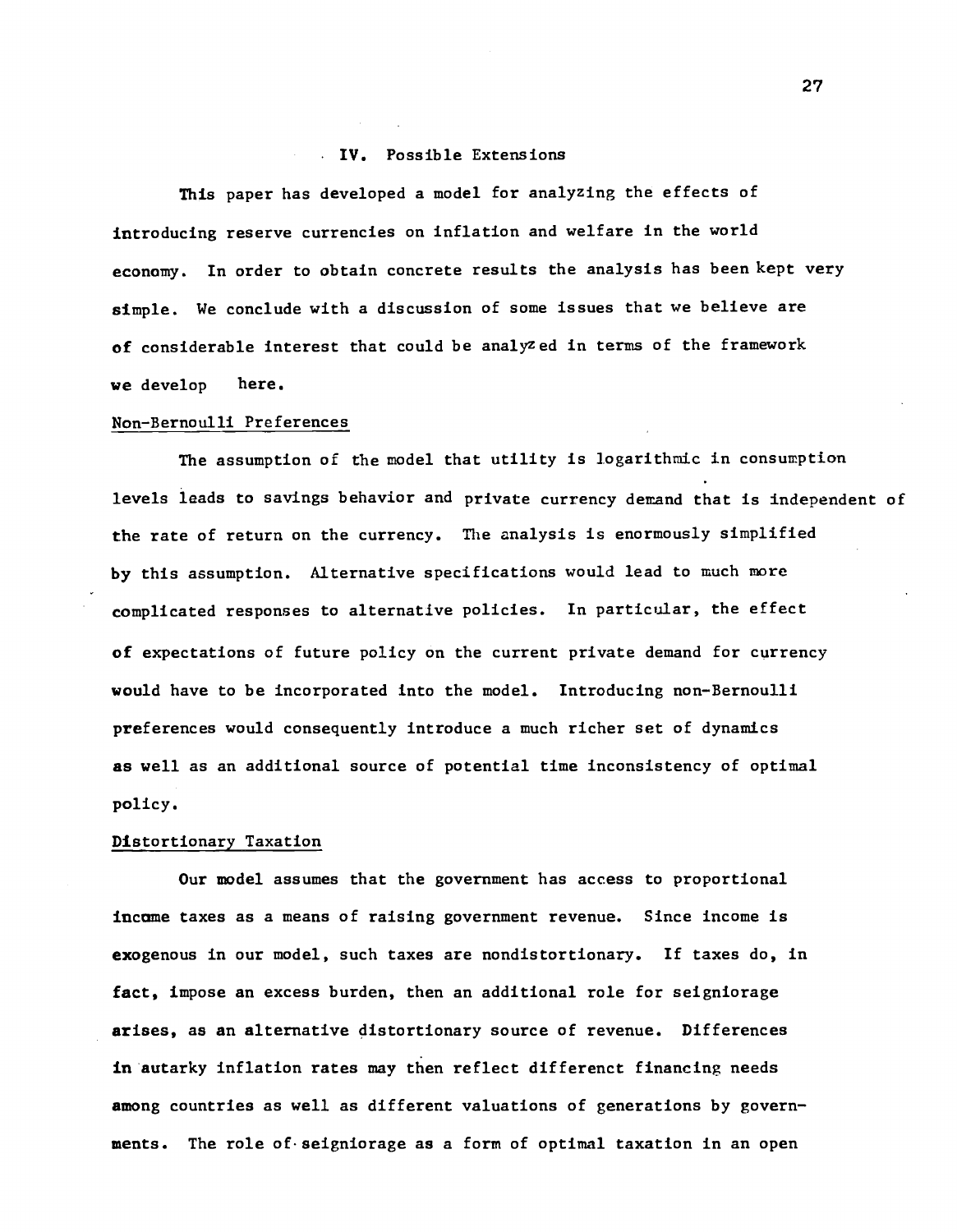## IV. Possible Extensions

This paper has developed a model for analyzing the effects of introducing reserve currencies on inflation and welfare in the world economy. In order to obtain concrete results the analysis has been kept very simple. We conclude with a discussion of some issues that we believe are of considerable interest that could be analyzed in terms of the framework we develop here.

### Non-Bernoulli Preferences

The assumption of the model that utility is logarithmic in consumption levels leads to savings behavior and private currency demand that is independent of the rate of return on the currency. The analysis is enormously simplified by this assumption. Alternative specifications would lead to much more complicated responses to alternative policies. In particular, the effect of expectations of future policy on the current private demand for currency would have to be incorporated into the model. Introducing non-Bernoulli preferences would consequently introduce a much richer set of dynamics as well as an additional source of potential time inconsistency of optimal policy.

### Distortionary Taxation

Our model assumes that the government has access to proportional income taxes as a means of raising government revenue. Since income is exogenous in our model, such taxes are nondistortionary. If taxes do, in fact, impose an excess burden, then an additional role for seigniorage arises, as an alternative distortionary source of revenue. Differences in autarky inflation rates may then reflect differenct financing needs among countries as well as different valuations of generations by governments. The role of seigniorage as a form of optimal taxation in an open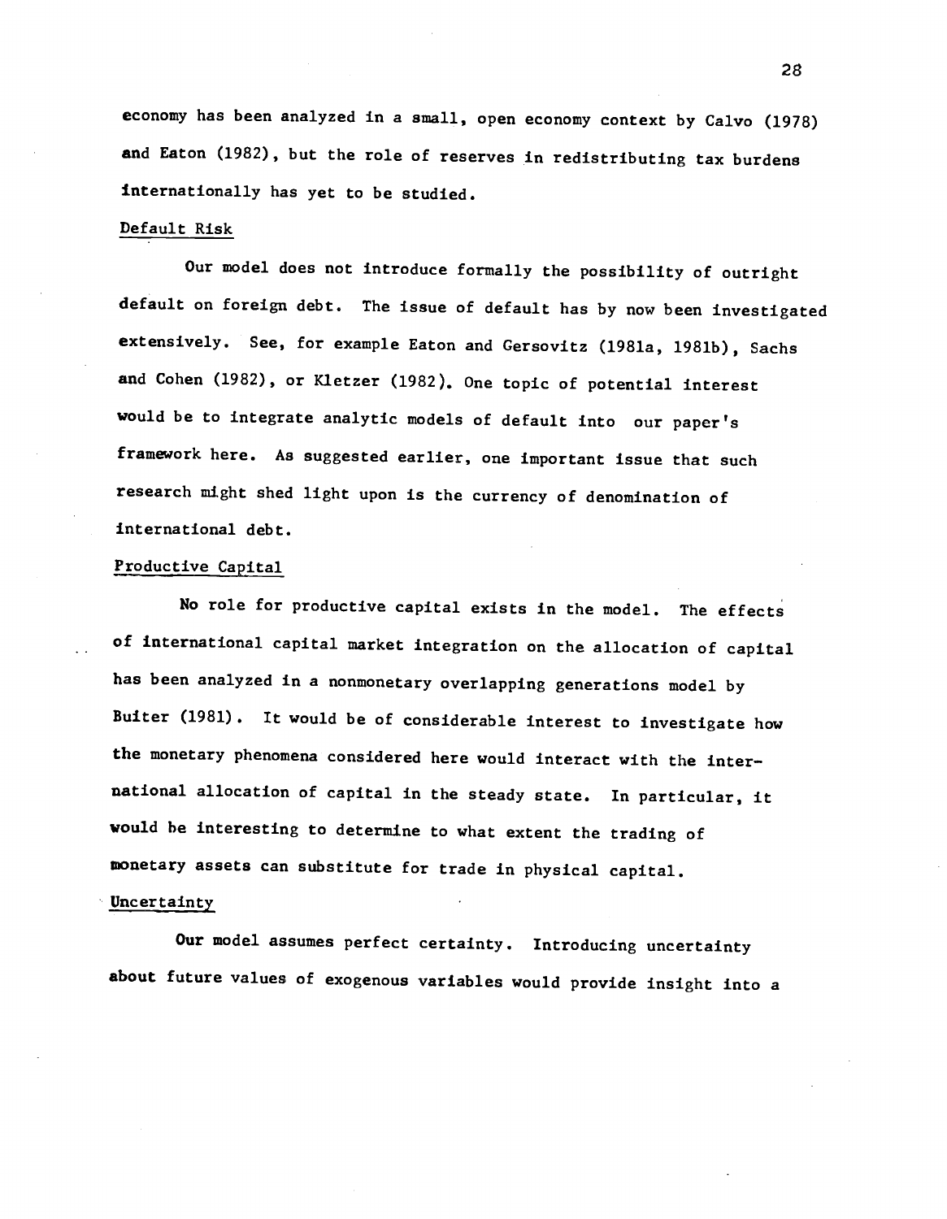economy has been analyzed in a small, open economy context by Calvo (1978) and Eaton (1982), but the role of reserves in redistributing tax burdens internationally has yet to be studied.

### Default Risk

Our model does not introduce formally the possibility of outright default on foreign debt. The issue of default has by now been investigated extensively. See, for example Eaton and Gersovitz (1981a, 1981b), Sachs and Cohen (1982), or Kletzer (1982). One topic of potential interest would be to integrate analytic models of default into our paper's framework here. As suggested earlier, one important issue that such research might shed light upon is the currency of denomination of international debt.

### Productive Capital

No role for productive capital exists in the model. The effects of international capital market integration on the allocation of capital has been analyzed in a nonmonetary overlapping generations model by Buiter (1981). It would be of considerable interest to investigate how the monetary phenomena considered here would interact with the international allocation of capital in the steady state. In particular, it would be interesting to determine to what extent the trading of monetary assets can substitute for trade in physical capital.

### Uncertainty

Our model assumes perfect certainty. Introducing uncertainty about future values of exogenous variables would provide insight into a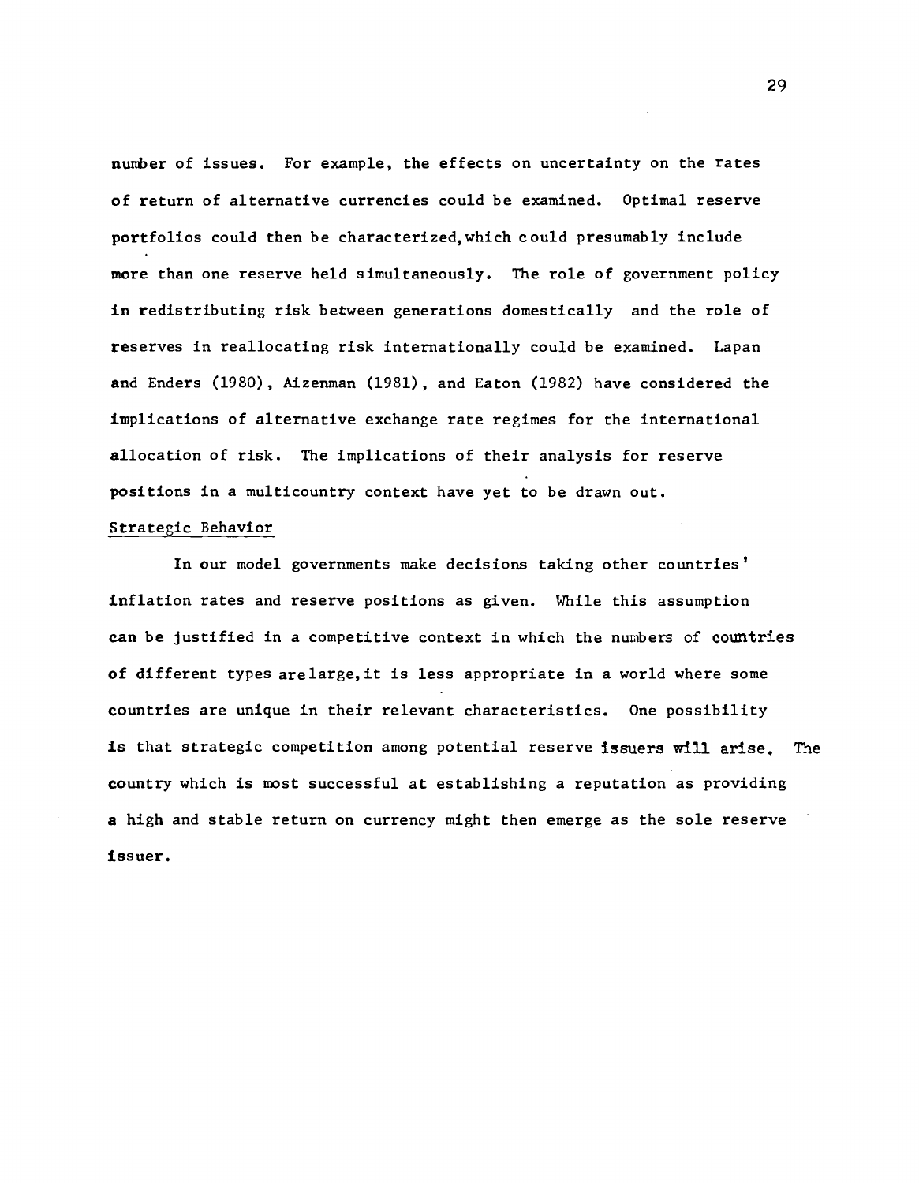number of issues. For example, the effects on uncertainty on the rates of return of alternative currencies could be examined. Optimal reserve portfolios could then be characterized, which could presumably include more than one reserve held simultaneously. The role of government policy in redistributing risk between generations domestically and the role of reserves in reallocating risk internationally could be examined. Lapan and Enders (1980), Aizenman (1981), and Eaton (1982) have considered the implications of alternative exchange rate regimes for the international allocation of risk. The implications of their analysis for reserve positions in a multicountry context have yet to be drawn out.

### Strategic Behavior

In our model governments make decisions taking other countries' inflation rates and reserve positions as given. While this assumption can be justified in a competitive context in which the numbers of countries of different types are large, it is less appropriate in a world where some countries are unique in their relevant characteristics. One possibility is that strategic competition among potential reserve issuers will arise. The country which is most successful at establishing a reputation as providing a high and stable return on currency might then emerge as the sole reserve issuer.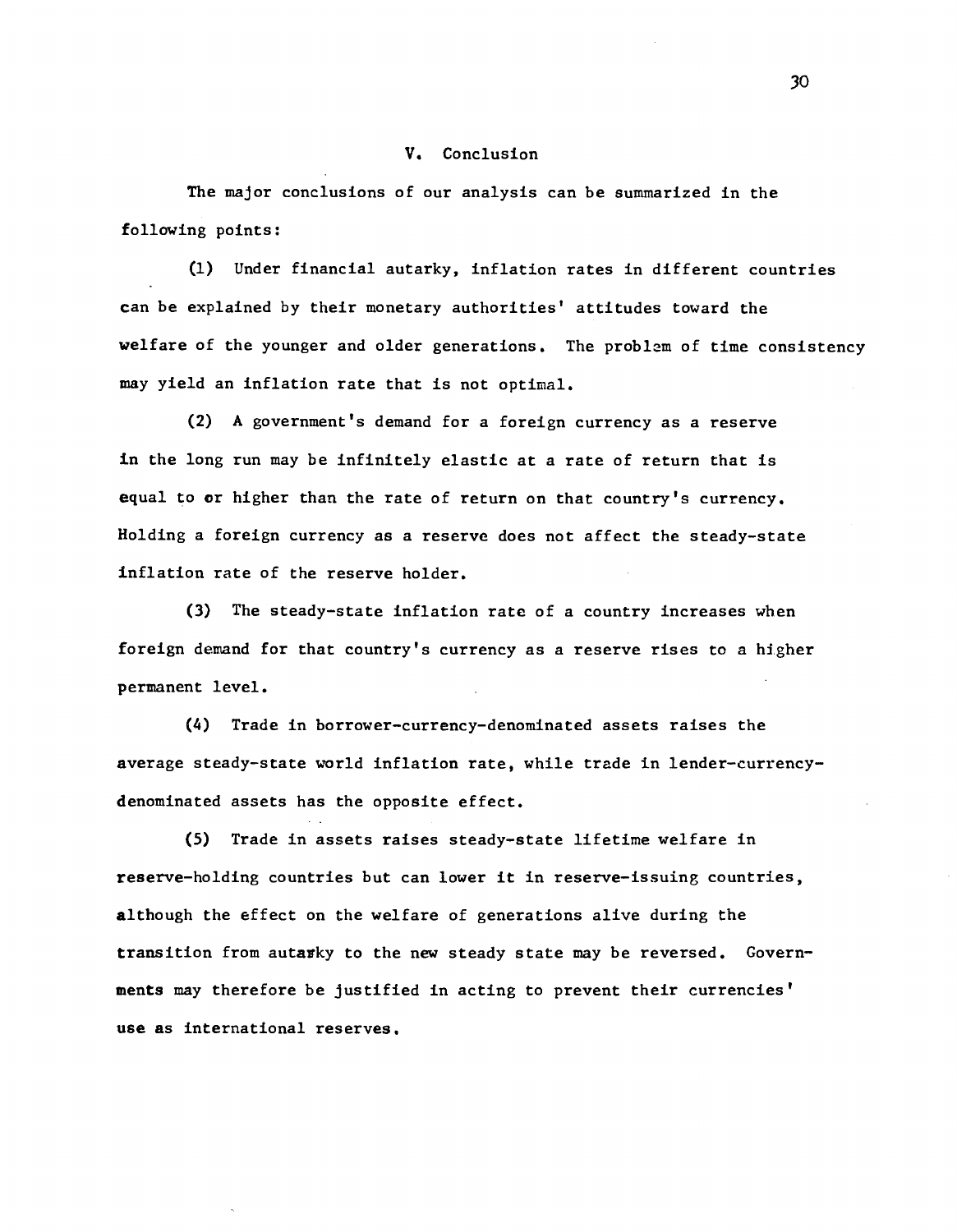## V. Conclusion

The major conclusions of our analysis can be summarized in the following points:

(1) Under financial autarky, inflation rates in different countries can be explained by their monetary authorities' attitudes toward the welfare of the younger and older generations. The problem of time consistency may yield an inflation rate that is not optimal.

(2) A government's demand for a foreign currency as a reserve in the long run may be infinitely elastic at a rate of return that is equal to or higher than the rate of return on that country's currency. Holding a foreign currency as a reserve does not affect the steady-state inflation rate of the reserve holder.

(3) The steady-state inflation rate of a country increases when foreign demand for that country's currency as a reserve rises to a higher permanent level.

(4) Trade in borrower-currency-denominated assets raises the average steady-state world inflation rate, while trade in lender-currency-denominated assets has the opposite effect.

(5) Trade in assets raises steady-state lifetime welfare in reserve-holding countries but can lower it in reserve-issuing countries, although the effect on the welfare of generations alive during the transition from autarky to the new steady state may be reversed. Governments may therefore be justified in acting to prevent their currencies' use as international reserves.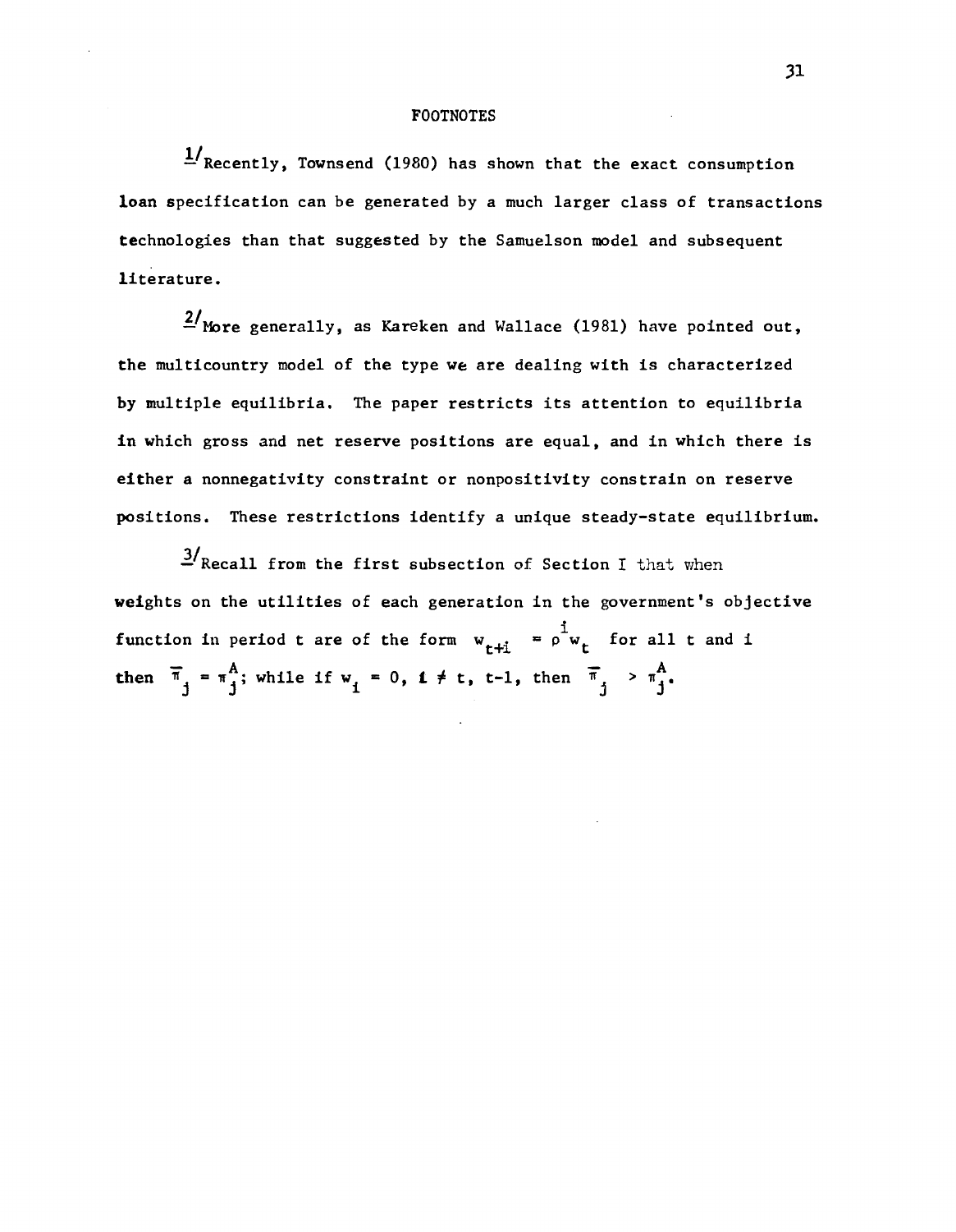# FOOTNOTES

1/ Recently, Townsend (1980) has shown that the exact consumption loan specification can be generated by a much larger class of transactions technologies than that suggested by the Samuelson model and subsequent literature.

2/ More generally, as Kareken and Wallace (1981) have pointed out, the multicountry model of the type we are dealing with is characterized by multiple equilibria. The paper restricts its attention to equilibria in which gross and net reserve positions are equal, and in which there is either a nonnegativity constraint or nonpositivity constrain on reserve positions. These restrictions identify a unique steady-state equilibrium.

3/ Recall from the first subsection of Section I that when weights on the utilities of each generation in the government's objective function in period t are of the form $w_{t+i} = \rho^i w_t$ for all t and i then $\bar{\pi}_j = \pi_j^A$; while if $w_i = 0$, $i \neq t, t-1$, then $\bar{\pi}_j > \pi_j^A$.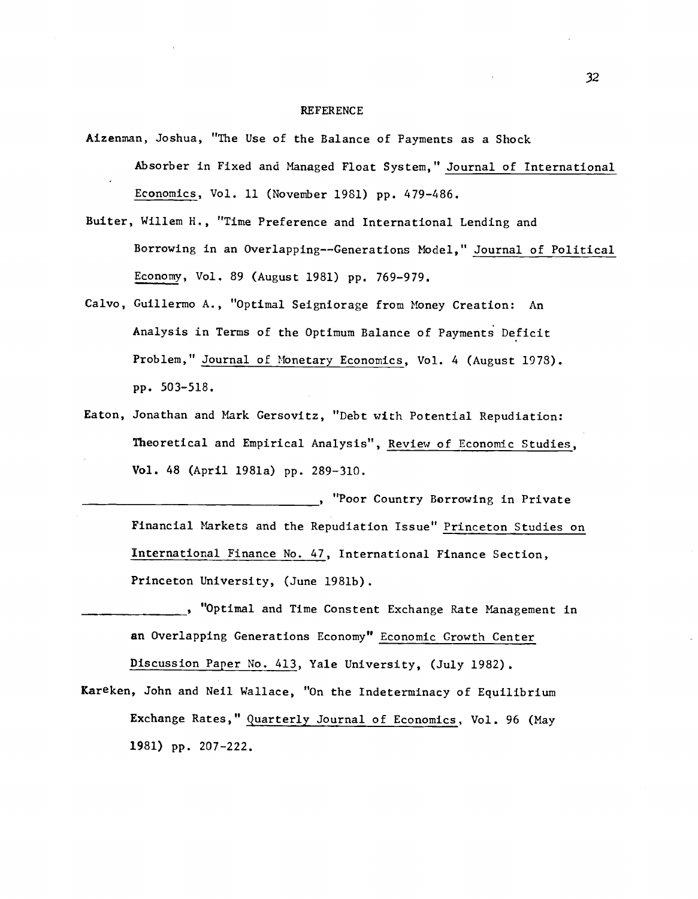## REFERENCE

Aizenman, Joshua, "The Use of the Balance of Payments as a Shock Absorber in Fixed and Managed Float System," Journal of International Economics, Vol. 11 (November 1981) pp. 479-486.

Buiter, Willem H., "Time Preference and International Lending and Borrowing in an Overlapping--Generations Model," Journal of Political Economy, Vol. 89 (August 1981) pp. 769-979.

Calvo, Guillermo A., "Optimal Seigniorage from Money Creation: An Analysis in Terms of the Optimum Balance of Payments Deficit Problem," Journal of Monetary Economics, Vol. 4 (August 1978). pp. 503-518.

Eaton, Jonathan and Mark Gersovitz, "Debt with Potential Repudiation: Theoretical and Empirical Analysis", Review of Economic Studies, Vol. 48 (April 1981a) pp. 289-310.

\_\_\_\_\_\_\_\_\_\_\_\_\_\_\_\_\_\_\_\_\_\_\_\_\_\_\_\_\_\_\_\_, "Poor Country Borrowing in Private Financial Markets and the Repudiation Issue" Princeton Studies on International Finance No. 47, International Finance Section, Princeton University, (June 1981b).

\_\_\_\_\_\_\_\_\_\_\_\_\_\_, "Optimal and Time Constent Exchange Rate Management in an Overlapping Generations Economy" Economic Growth Center Discussion Paper No. 413, Yale University, (July 1982).

Kareken, John and Neil Wallace, "On the Indeterminacy of Equilibrium Exchange Rates," Quarterly Journal of Economics, Vol. 96 (May 1981) pp. 207-222.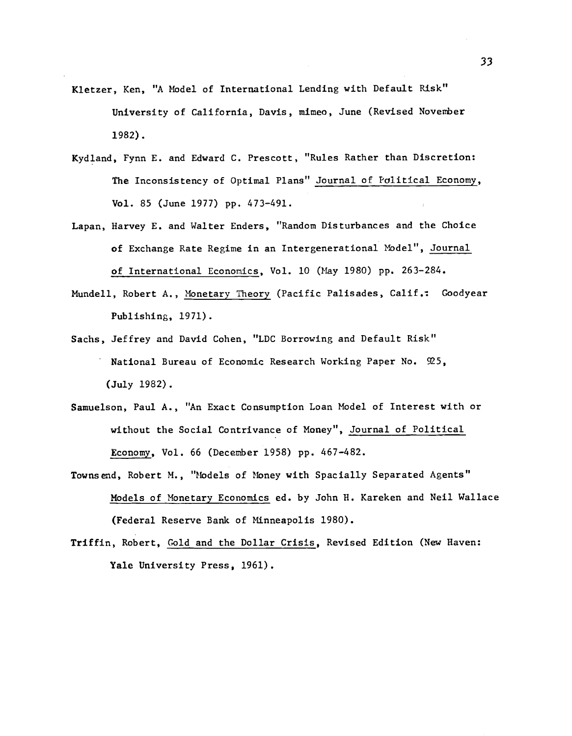Kletzer, Ken, "A Model of International Lending with Default Risk" University of California, Davis, mimeo, June (Revised November 1982).

Kydland, Fynn E. and Edward C. Prescott, "Rules Rather than Discretion: The Inconsistency of Optimal Plans" Journal of Political Economy, Vol. 85 (June 1977) pp. 473-491.

Lapan, Harvey E. and Walter Enders, "Random Disturbances and the Choice of Exchange Rate Regime in an Intergenerational Model", Journal of International Economics, Vol. 10 (May 1980) pp. 263-284.

Mundell, Robert A., Monetary Theory (Pacific Palisades, Calif.: Goodyear Publishing, 1971).

Sachs, Jeffrey and David Cohen, "LDC Borrowing and Default Risk" National Bureau of Economic Research Working Paper No. 925, (July 1982).

Samuelson, Paul A., "An Exact Consumption Loan Model of Interest with or without the Social Contrivance of Money", Journal of Political Economy, Vol. 66 (December 1958) pp. 467-482.

Townsend, Robert M., "Models of Money with Spacially Separated Agents" Models of Monetary Economics ed. by John H. Kareken and Neil Wallace (Federal Reserve Bank of Minneapolis 1980).

Triffin, Robert, Gold and the Dollar Crisis, Revised Edition (New Haven: Yale University Press, 1961).